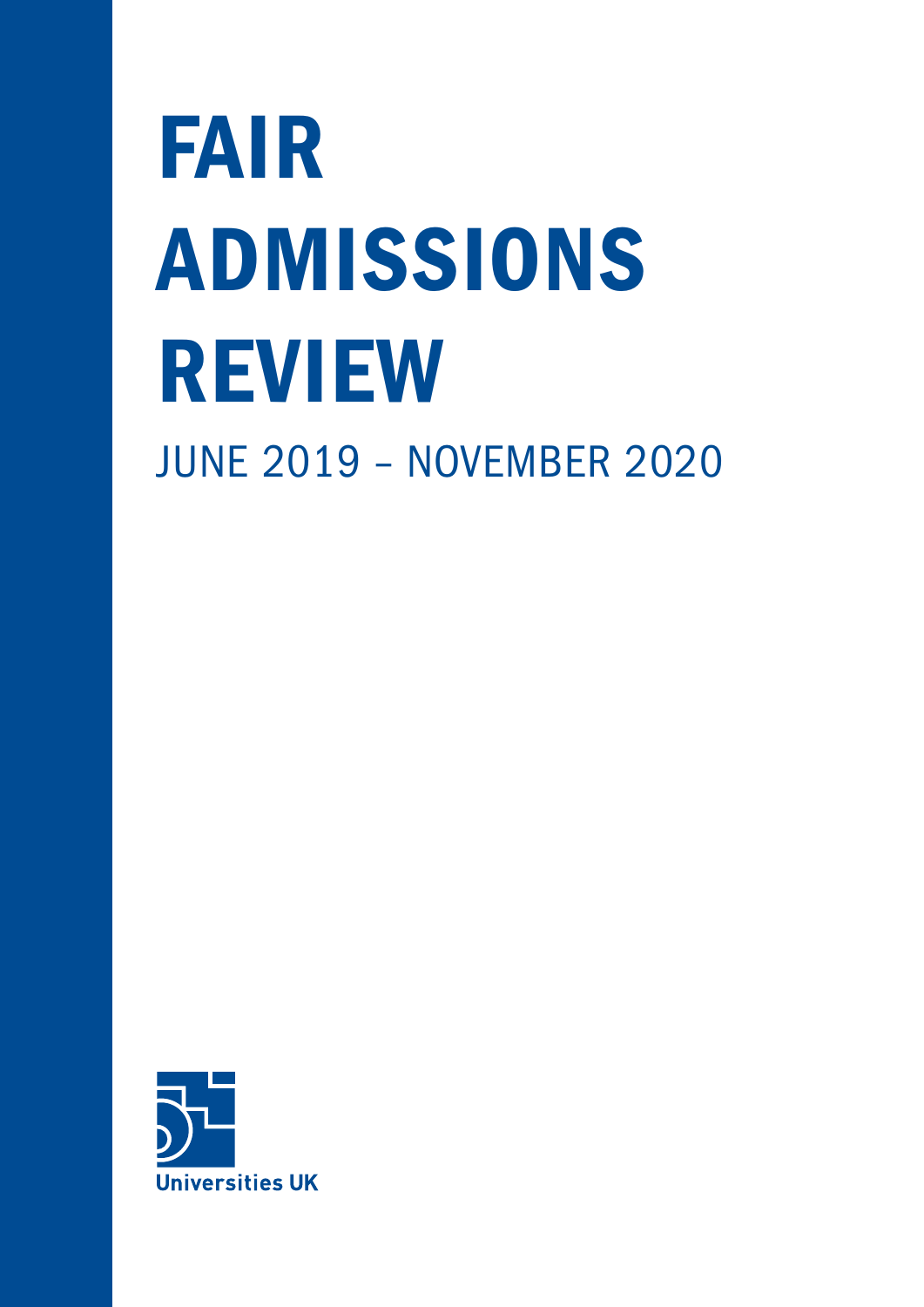# FAIR ADMISSIONS REVIEW

JUNE 2019 – NOVEMBER 2020

Universities UK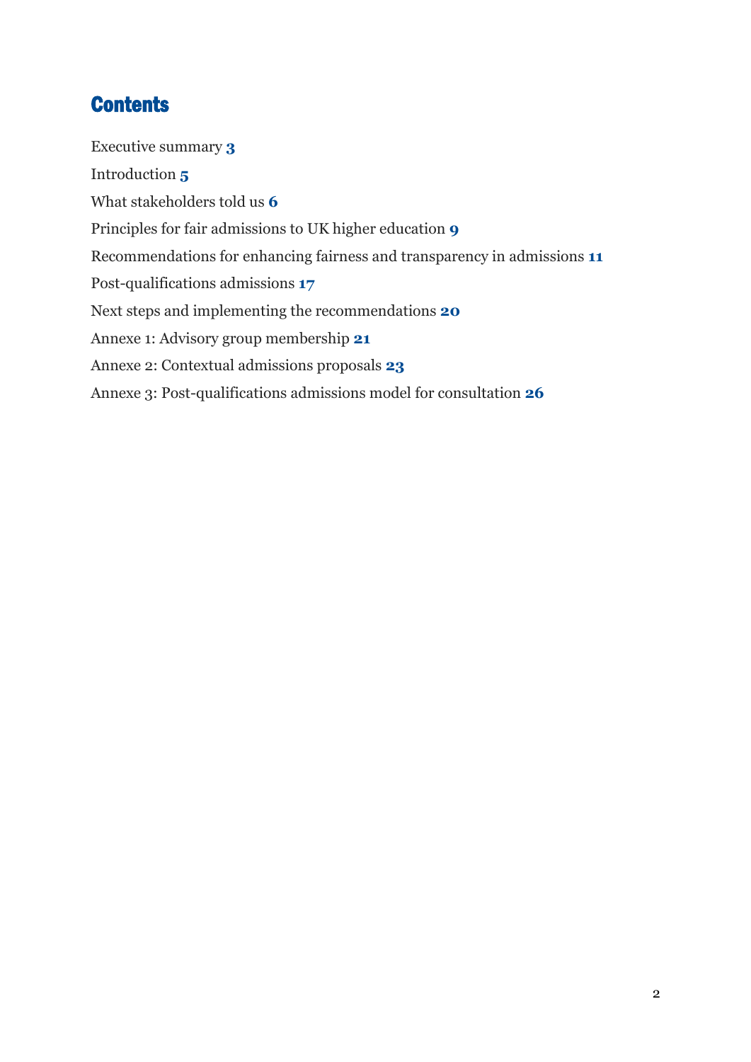# Contents

Executive summary **3**

Introduction **5**

What stakeholders told us **6**

Principles for fair admissions to UK higher education **9**

Recommendations for enhancing fairness and transparency in admissions **11**

Post-qualifications admissions **17**

Next steps and implementing the recommendations **20**

Annexe 1: Advisory group membership **21**

Annexe 2: Contextual admissions proposals **23**

Annexe 3: Post-qualifications admissions model for consultation **26**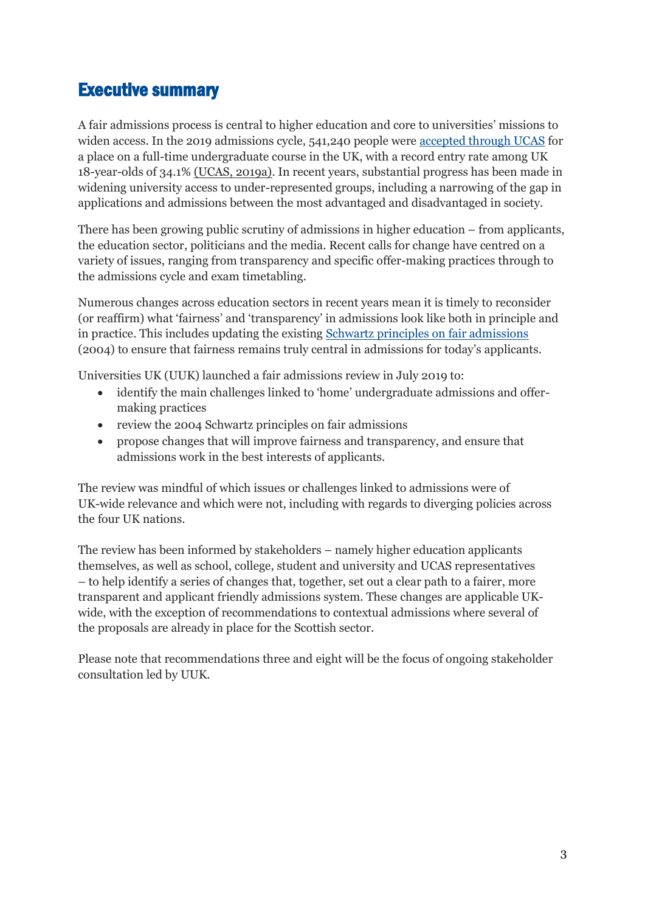## Executive summary

A fair admissions process is central to higher education and core to universities' missions to widen access. In the 2019 admissions cycle, 541,240 people were accepted through UCAS for a place on a full-time undergraduate course in the UK, with a record entry rate among UK 18-year-olds of 34.1% (UCAS, 2019a). In recent years, substantial progress has been made in widening university access to under-represented groups, including a narrowing of the gap in applications and admissions between the most advantaged and disadvantaged in society.

There has been growing public scrutiny of admissions in higher education – from applicants, the education sector, politicians and the media. Recent calls for change have centred on a variety of issues, ranging from transparency and specific offer-making practices through to the admissions cycle and exam timetabling.

Numerous changes across education sectors in recent years mean it is timely to reconsider (or reaffirm) what 'fairness' and 'transparency' in admissions look like both in principle and in practice. This includes updating the existing Schwartz principles on fair admissions (2004) to ensure that fairness remains truly central in admissions for today's applicants.

Universities UK (UUK) launched a fair admissions review in July 2019 to:

- identify the main challenges linked to 'home' undergraduate admissions and offer-making practices
- review the 2004 Schwartz principles on fair admissions
- propose changes that will improve fairness and transparency, and ensure that admissions work in the best interests of applicants.

The review was mindful of which issues or challenges linked to admissions were of UK-wide relevance and which were not, including with regards to diverging policies across the four UK nations.

The review has been informed by stakeholders – namely higher education applicants themselves, as well as school, college, student and university and UCAS representatives – to help identify a series of changes that, together, set out a clear path to a fairer, more transparent and applicant friendly admissions system. These changes are applicable UK-wide, with the exception of recommendations to contextual admissions where several of the proposals are already in place for the Scottish sector.

Please note that recommendations three and eight will be the focus of ongoing stakeholder consultation led by UUK.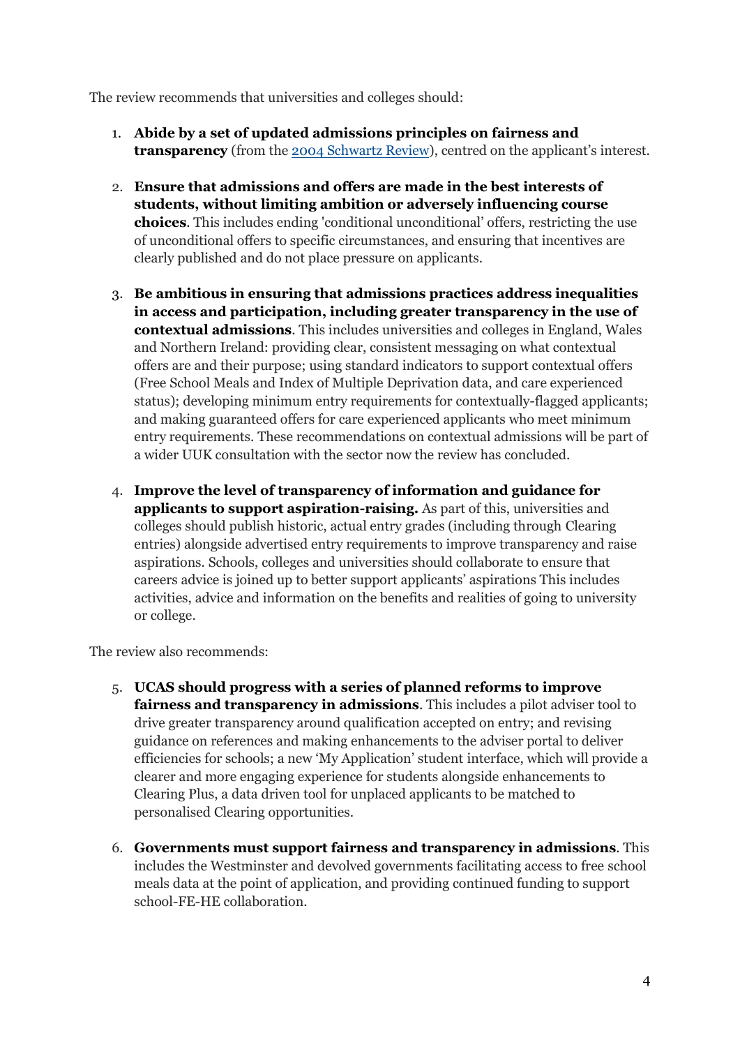The review recommends that universities and colleges should:

1. **Abide by a set of updated admissions principles on fairness and transparency** (from the [2004 Schwartz Review](2004 Schwartz Review)), centred on the applicant's interest.

2. **Ensure that admissions and offers are made in the best interests of students, without limiting ambition or adversely influencing course choices**. This includes ending 'conditional unconditional' offers, restricting the use of unconditional offers to specific circumstances, and ensuring that incentives are clearly published and do not place pressure on applicants.

3. **Be ambitious in ensuring that admissions practices address inequalities in access and participation, including greater transparency in the use of contextual admissions**. This includes universities and colleges in England, Wales and Northern Ireland: providing clear, consistent messaging on what contextual offers are and their purpose; using standard indicators to support contextual offers (Free School Meals and Index of Multiple Deprivation data, and care experienced status); developing minimum entry requirements for contextually-flagged applicants; and making guaranteed offers for care experienced applicants who meet minimum entry requirements. These recommendations on contextual admissions will be part of a wider UUK consultation with the sector now the review has concluded.

4. **Improve the level of transparency of information and guidance for applicants to support aspiration-raising.** As part of this, universities and colleges should publish historic, actual entry grades (including through Clearing entries) alongside advertised entry requirements to improve transparency and raise aspirations. Schools, colleges and universities should collaborate to ensure that careers advice is joined up to better support applicants' aspirations This includes activities, advice and information on the benefits and realities of going to university or college.

The review also recommends:

5. **UCAS should progress with a series of planned reforms to improve fairness and transparency in admissions**. This includes a pilot adviser tool to drive greater transparency around qualification accepted on entry; and revising guidance on references and making enhancements to the adviser portal to deliver efficiencies for schools; a new 'My Application' student interface, which will provide a clearer and more engaging experience for students alongside enhancements to Clearing Plus, a data driven tool for unplaced applicants to be matched to personalised Clearing opportunities.

6. **Governments must support fairness and transparency in admissions**. This includes the Westminster and devolved governments facilitating access to free school meals data at the point of application, and providing continued funding to support school-FE-HE collaboration.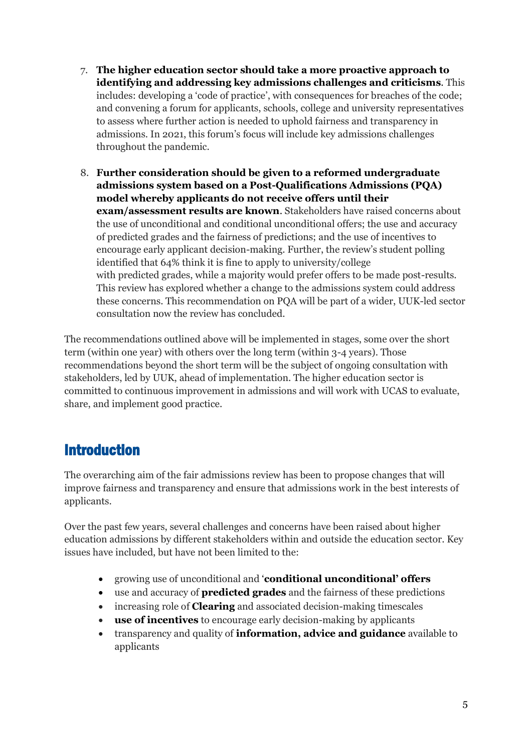7. **The higher education sector should take a more proactive approach to identifying and addressing key admissions challenges and criticisms**. This includes: developing a 'code of practice', with consequences for breaches of the code; and convening a forum for applicants, schools, college and university representatives to assess where further action is needed to uphold fairness and transparency in admissions. In 2021, this forum's focus will include key admissions challenges throughout the pandemic.

8. **Further consideration should be given to a reformed undergraduate admissions system based on a Post-Qualifications Admissions (PQA) model whereby applicants do not receive offers until their exam/assessment results are known**. Stakeholders have raised concerns about the use of unconditional and conditional unconditional offers; the use and accuracy of predicted grades and the fairness of predictions; and the use of incentives to encourage early applicant decision-making. Further, the review's student polling identified that 64% think it is fine to apply to university/college with predicted grades, while a majority would prefer offers to be made post-results. This review has explored whether a change to the admissions system could address these concerns. This recommendation on PQA will be part of a wider, UUK-led sector consultation now the review has concluded.

The recommendations outlined above will be implemented in stages, some over the short term (within one year) with others over the long term (within 3-4 years). Those recommendations beyond the short term will be the subject of ongoing consultation with stakeholders, led by UUK, ahead of implementation. The higher education sector is committed to continuous improvement in admissions and will work with UCAS to evaluate, share, and implement good practice.

## Introduction

The overarching aim of the fair admissions review has been to propose changes that will improve fairness and transparency and ensure that admissions work in the best interests of applicants.

Over the past few years, several challenges and concerns have been raised about higher education admissions by different stakeholders within and outside the education sector. Key issues have included, but have not been limited to the:

- growing use of unconditional and '**conditional unconditional' offers**
- use and accuracy of **predicted grades** and the fairness of these predictions
- increasing role of **Clearing** and associated decision-making timescales
- **use of incentives** to encourage early decision-making by applicants
- transparency and quality of **information, advice and guidance** available to applicants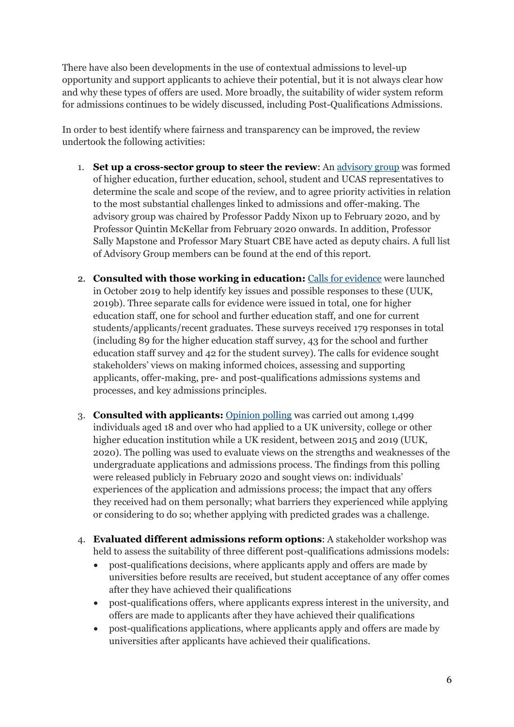There have also been developments in the use of contextual admissions to level-up opportunity and support applicants to achieve their potential, but it is not always clear how and why these types of offers are used. More broadly, the suitability of wider system reform for admissions continues to be widely discussed, including Post-Qualifications Admissions.

In order to best identify where fairness and transparency can be improved, the review undertook the following activities:

1. **Set up a cross-sector group to steer the review**: An advisory group was formed of higher education, further education, school, student and UCAS representatives to determine the scale and scope of the review, and to agree priority activities in relation to the most substantial challenges linked to admissions and offer-making. The advisory group was chaired by Professor Paddy Nixon up to February 2020, and by Professor Quintin McKellar from February 2020 onwards. In addition, Professor Sally Mapstone and Professor Mary Stuart CBE have acted as deputy chairs. A full list of Advisory Group members can be found at the end of this report.

2. **Consulted with those working in education:** Calls for evidence were launched in October 2019 to help identify key issues and possible responses to these (UUK, 2019b). Three separate calls for evidence were issued in total, one for higher education staff, one for school and further education staff, and one for current students/applicants/recent graduates. These surveys received 179 responses in total (including 89 for the higher education staff survey, 43 for the school and further education staff survey and 42 for the student survey). The calls for evidence sought stakeholders' views on making informed choices, assessing and supporting applicants, offer-making, pre- and post-qualifications admissions systems and processes, and key admissions principles.

3. **Consulted with applicants:** Opinion polling was carried out among 1,499 individuals aged 18 and over who had applied to a UK university, college or other higher education institution while a UK resident, between 2015 and 2019 (UUK, 2020). The polling was used to evaluate views on the strengths and weaknesses of the undergraduate applications and admissions process. The findings from this polling were released publicly in February 2020 and sought views on: individuals' experiences of the application and admissions process; the impact that any offers they received had on them personally; what barriers they experienced while applying or considering to do so; whether applying with predicted grades was a challenge.

4. **Evaluated different admissions reform options**: A stakeholder workshop was held to assess the suitability of three different post-qualifications admissions models:
   - post-qualifications decisions, where applicants apply and offers are made by universities before results are received, but student acceptance of any offer comes after they have achieved their qualifications
   - post-qualifications offers, where applicants express interest in the university, and offers are made to applicants after they have achieved their qualifications
   - post-qualifications applications, where applicants apply and offers are made by universities after applicants have achieved their qualifications.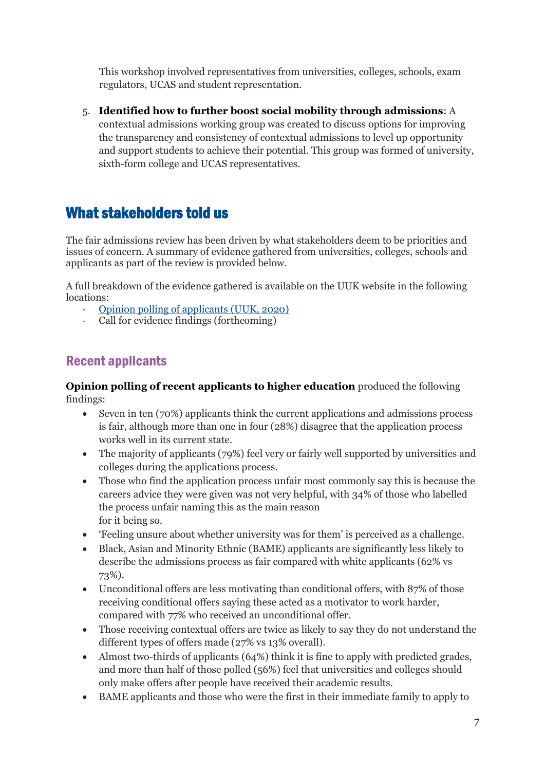This workshop involved representatives from universities, colleges, schools, exam regulators, UCAS and student representation.

5. **Identified how to further boost social mobility through admissions**: A contextual admissions working group was created to discuss options for improving the transparency and consistency of contextual admissions to level up opportunity and support students to achieve their potential. This group was formed of university, sixth-form college and UCAS representatives.

## What stakeholders told us

The fair admissions review has been driven by what stakeholders deem to be priorities and issues of concern. A summary of evidence gathered from universities, colleges, schools and applicants as part of the review is provided below.

A full breakdown of the evidence gathered is available on the UUK website in the following locations:

- Opinion polling of applicants (UUK, 2020)
- Call for evidence findings (forthcoming)

### Recent applicants

**Opinion polling of recent applicants to higher education** produced the following findings:

- Seven in ten (70%) applicants think the current applications and admissions process is fair, although more than one in four (28%) disagree that the application process works well in its current state.
- The majority of applicants (79%) feel very or fairly well supported by universities and colleges during the applications process.
- Those who find the application process unfair most commonly say this is because the careers advice they were given was not very helpful, with 34% of those who labelled the process unfair naming this as the main reason for it being so.
- 'Feeling unsure about whether university was for them' is perceived as a challenge.
- Black, Asian and Minority Ethnic (BAME) applicants are significantly less likely to describe the admissions process as fair compared with white applicants (62% vs 73%).
- Unconditional offers are less motivating than conditional offers, with 87% of those receiving conditional offers saying these acted as a motivator to work harder, compared with 77% who received an unconditional offer.
- Those receiving contextual offers are twice as likely to say they do not understand the different types of offers made (27% vs 13% overall).
- Almost two-thirds of applicants (64%) think it is fine to apply with predicted grades, and more than half of those polled (56%) feel that universities and colleges should only make offers after people have received their academic results.
- BAME applicants and those who were the first in their immediate family to apply to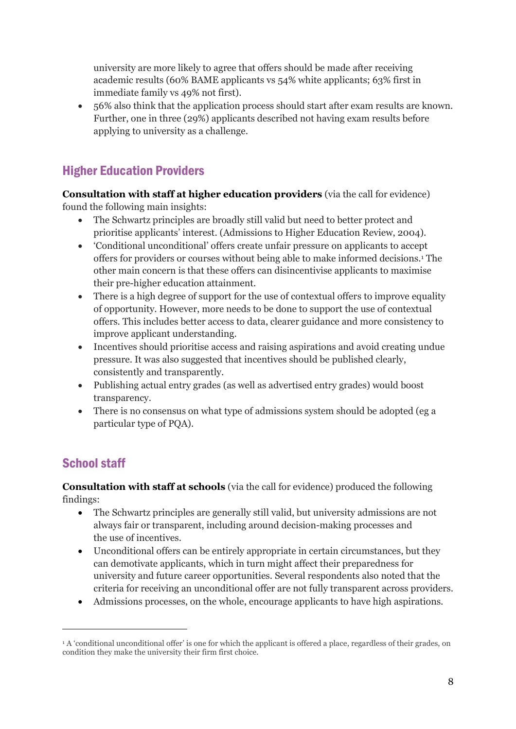university are more likely to agree that offers should be made after receiving academic results (60% BAME applicants vs 54% white applicants; 63% first in immediate family vs 49% not first).
- 56% also think that the application process should start after exam results are known. Further, one in three (29%) applicants described not having exam results before applying to university as a challenge.

## Higher Education Providers

**Consultation with staff at higher education providers** (via the call for evidence) found the following main insights:

- The Schwartz principles are broadly still valid but need to better protect and prioritise applicants' interest. (Admissions to Higher Education Review, 2004).
- 'Conditional unconditional' offers create unfair pressure on applicants to accept offers for providers or courses without being able to make informed decisions.[1] The other main concern is that these offers can disincentivise applicants to maximise their pre-higher education attainment.
- There is a high degree of support for the use of contextual offers to improve equality of opportunity. However, more needs to be done to support the use of contextual offers. This includes better access to data, clearer guidance and more consistency to improve applicant understanding.
- Incentives should prioritise access and raising aspirations and avoid creating undue pressure. It was also suggested that incentives should be published clearly, consistently and transparently.
- Publishing actual entry grades (as well as advertised entry grades) would boost transparency.
- There is no consensus on what type of admissions system should be adopted (eg a particular type of PQA).

## School staff

**Consultation with staff at schools** (via the call for evidence) produced the following findings:

- The Schwartz principles are generally still valid, but university admissions are not always fair or transparent, including around decision-making processes and the use of incentives.
- Unconditional offers can be entirely appropriate in certain circumstances, but they can demotivate applicants, which in turn might affect their preparedness for university and future career opportunities. Several respondents also noted that the criteria for receiving an unconditional offer are not fully transparent across providers.
- Admissions processes, on the whole, encourage applicants to have high aspirations.

---

[1] A 'conditional unconditional offer' is one for which the applicant is offered a place, regardless of their grades, on condition they make the university their firm first choice.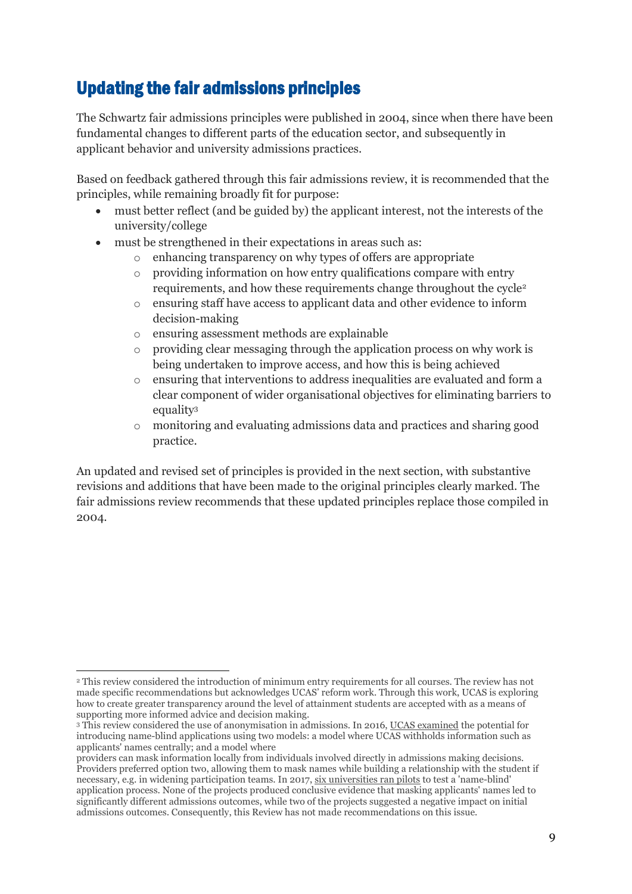## Updating the fair admissions principles

The Schwartz fair admissions principles were published in 2004, since when there have been fundamental changes to different parts of the education sector, and subsequently in applicant behavior and university admissions practices.

Based on feedback gathered through this fair admissions review, it is recommended that the principles, while remaining broadly fit for purpose:

- must better reflect (and be guided by) the applicant interest, not the interests of the university/college
- must be strengthened in their expectations in areas such as:
    - enhancing transparency on why types of offers are appropriate
    - providing information on how entry qualifications compare with entry requirements, and how these requirements change throughout the cycle[2]
    - ensuring staff have access to applicant data and other evidence to inform decision-making
    - ensuring assessment methods are explainable
    - providing clear messaging through the application process on why work is being undertaken to improve access, and how this is being achieved
    - ensuring that interventions to address inequalities are evaluated and form a clear component of wider organisational objectives for eliminating barriers to equality[3]
    - monitoring and evaluating admissions data and practices and sharing good practice.

An updated and revised set of principles is provided in the next section, with substantive revisions and additions that have been made to the original principles clearly marked. The fair admissions review recommends that these updated principles replace those compiled in 2004.

---

[2] This review considered the introduction of minimum entry requirements for all courses. The review has not made specific recommendations but acknowledges UCAS' reform work. Through this work, UCAS is exploring how to create greater transparency around the level of attainment students are accepted with as a means of supporting more informed advice and decision making.

[3] This review considered the use of anonymisation in admissions. In 2016, UCAS examined the potential for introducing name-blind applications using two models: a model where UCAS withholds information such as applicants' names centrally; and a model where providers can mask information locally from individuals involved directly in admissions making decisions. Providers preferred option two, allowing them to mask names while building a relationship with the student if necessary, e.g. in widening participation teams. In 2017, six universities ran pilots to test a 'name-blind' application process. None of the projects produced conclusive evidence that masking applicants' names led to significantly different admissions outcomes, while two of the projects suggested a negative impact on initial admissions outcomes. Consequently, this Review has not made recommendations on this issue.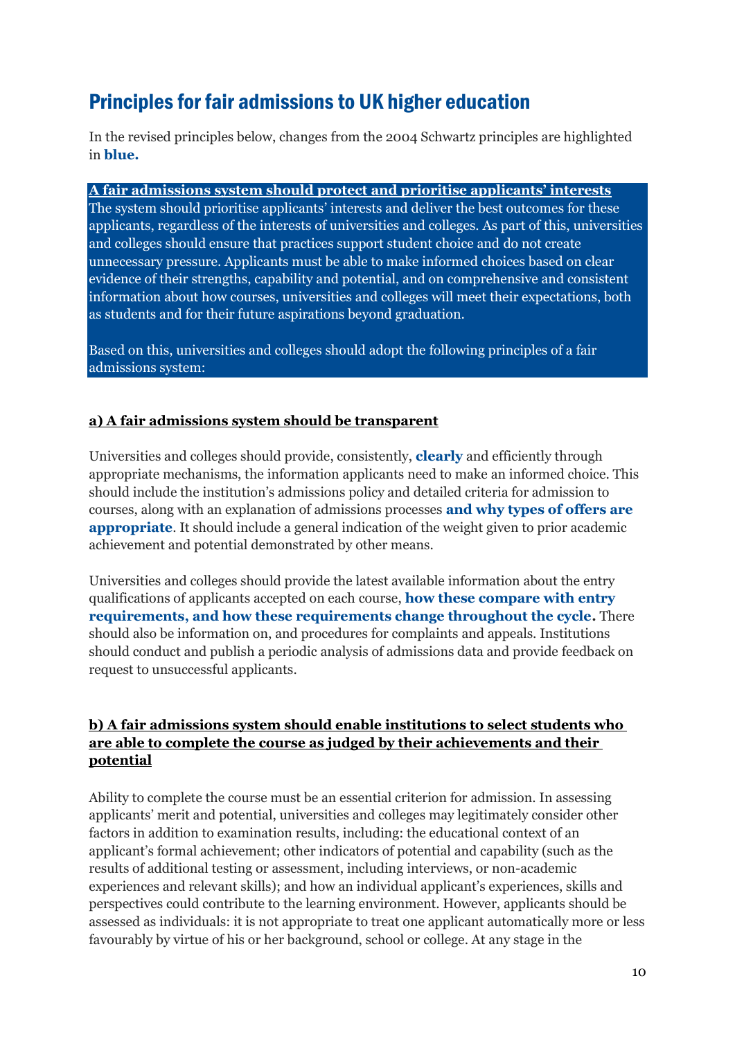## Principles for fair admissions to UK higher education

In the revised principles below, changes from the 2004 Schwartz principles are highlighted in **blue.**

**A fair admissions system should protect and prioritise applicants' interests**

The system should prioritise applicants' interests and deliver the best outcomes for these applicants, regardless of the interests of universities and colleges. As part of this, universities and colleges should ensure that practices support student choice and do not create unnecessary pressure. Applicants must be able to make informed choices based on clear evidence of their strengths, capability and potential, and on comprehensive and consistent information about how courses, universities and colleges will meet their expectations, both as students and for their future aspirations beyond graduation.

Based on this, universities and colleges should adopt the following principles of a fair admissions system:

**a) A fair admissions system should be transparent**

Universities and colleges should provide, consistently, **clearly** and efficiently through appropriate mechanisms, the information applicants need to make an informed choice. This should include the institution's admissions policy and detailed criteria for admission to courses, along with an explanation of admissions processes **and why types of offers are appropriate**. It should include a general indication of the weight given to prior academic achievement and potential demonstrated by other means.

Universities and colleges should provide the latest available information about the entry qualifications of applicants accepted on each course, **how these compare with entry requirements, and how these requirements change throughout the cycle.** There should also be information on, and procedures for complaints and appeals. Institutions should conduct and publish a periodic analysis of admissions data and provide feedback on request to unsuccessful applicants.

**b) A fair admissions system should enable institutions to select students who are able to complete the course as judged by their achievements and their potential**

Ability to complete the course must be an essential criterion for admission. In assessing applicants' merit and potential, universities and colleges may legitimately consider other factors in addition to examination results, including: the educational context of an applicant's formal achievement; other indicators of potential and capability (such as the results of additional testing or assessment, including interviews, or non-academic experiences and relevant skills); and how an individual applicant's experiences, skills and perspectives could contribute to the learning environment. However, applicants should be assessed as individuals: it is not appropriate to treat one applicant automatically more or less favourably by virtue of his or her background, school or college. At any stage in the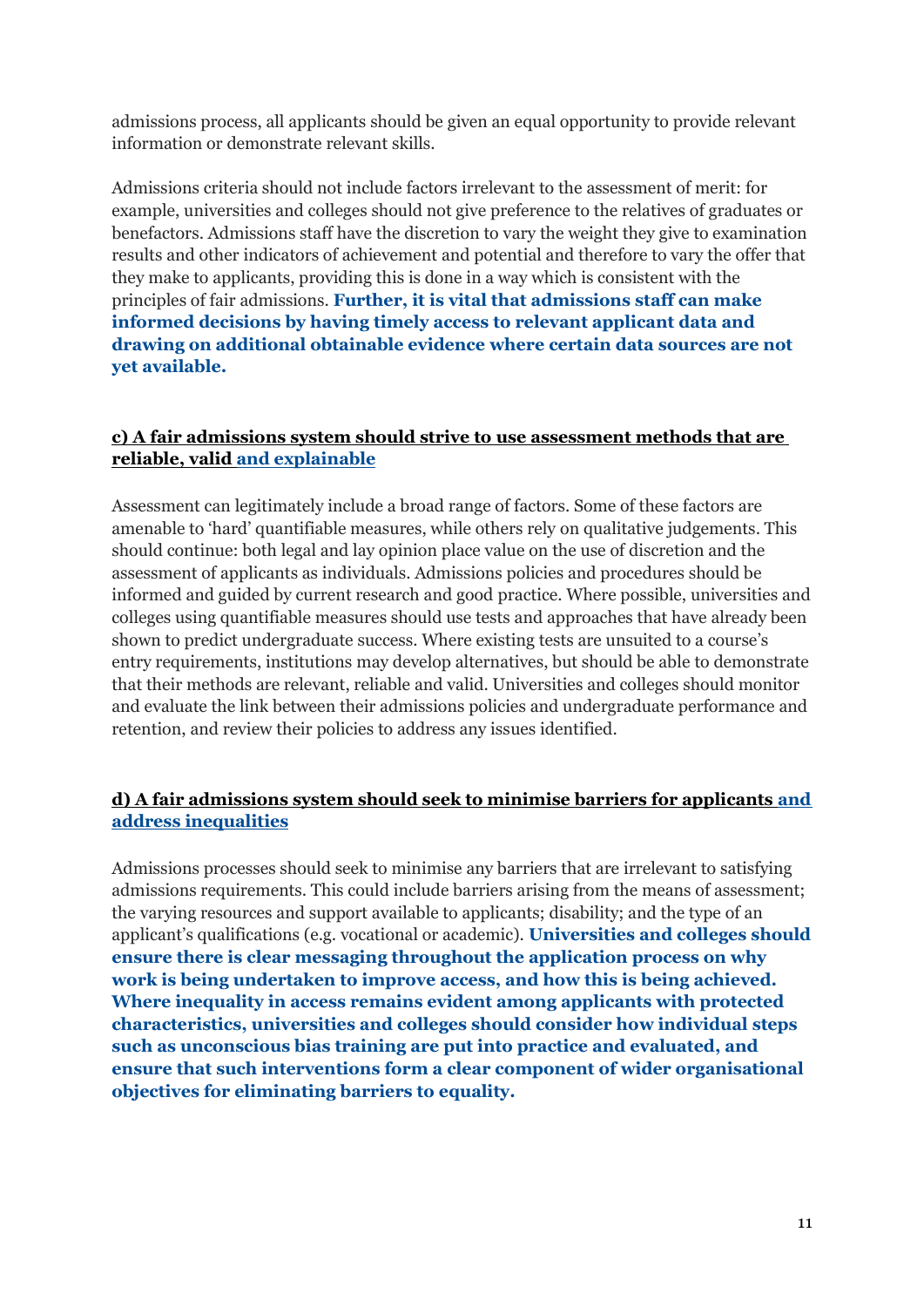admissions process, all applicants should be given an equal opportunity to provide relevant information or demonstrate relevant skills.

Admissions criteria should not include factors irrelevant to the assessment of merit: for example, universities and colleges should not give preference to the relatives of graduates or benefactors. Admissions staff have the discretion to vary the weight they give to examination results and other indicators of achievement and potential and therefore to vary the offer that they make to applicants, providing this is done in a way which is consistent with the principles of fair admissions. **Further, it is vital that admissions staff can make informed decisions by having timely access to relevant applicant data and drawing on additional obtainable evidence where certain data sources are not yet available.**

### c) A fair admissions system should strive to use assessment methods that are reliable, valid and explainable

Assessment can legitimately include a broad range of factors. Some of these factors are amenable to 'hard' quantifiable measures, while others rely on qualitative judgements. This should continue: both legal and lay opinion place value on the use of discretion and the assessment of applicants as individuals. Admissions policies and procedures should be informed and guided by current research and good practice. Where possible, universities and colleges using quantifiable measures should use tests and approaches that have already been shown to predict undergraduate success. Where existing tests are unsuited to a course's entry requirements, institutions may develop alternatives, but should be able to demonstrate that their methods are relevant, reliable and valid. Universities and colleges should monitor and evaluate the link between their admissions policies and undergraduate performance and retention, and review their policies to address any issues identified.

### d) A fair admissions system should seek to minimise barriers for applicants and address inequalities

Admissions processes should seek to minimise any barriers that are irrelevant to satisfying admissions requirements. This could include barriers arising from the means of assessment; the varying resources and support available to applicants; disability; and the type of an applicant's qualifications (e.g. vocational or academic). **Universities and colleges should ensure there is clear messaging throughout the application process on why work is being undertaken to improve access, and how this is being achieved. Where inequality in access remains evident among applicants with protected characteristics, universities and colleges should consider how individual steps such as unconscious bias training are put into practice and evaluated, and ensure that such interventions form a clear component of wider organisational objectives for eliminating barriers to equality.**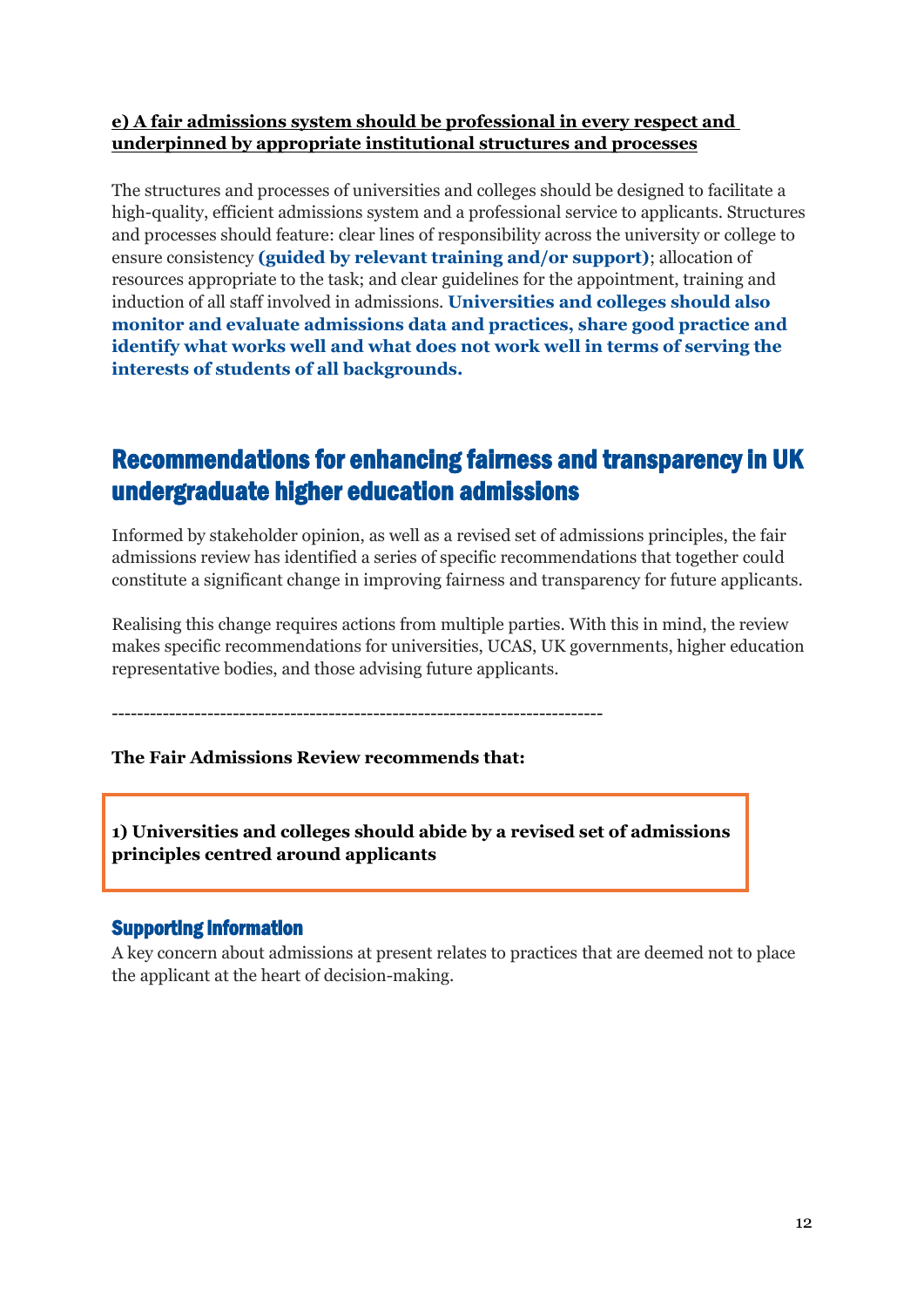**e) A fair admissions system should be professional in every respect and underpinned by appropriate institutional structures and processes**

The structures and processes of universities and colleges should be designed to facilitate a high-quality, efficient admissions system and a professional service to applicants. Structures and processes should feature: clear lines of responsibility across the university or college to ensure consistency **(guided by relevant training and/or support)**; allocation of resources appropriate to the task; and clear guidelines for the appointment, training and induction of all staff involved in admissions. **Universities and colleges should also monitor and evaluate admissions data and practices, share good practice and identify what works well and what does not work well in terms of serving the interests of students of all backgrounds.**

## Recommendations for enhancing fairness and transparency in UK undergraduate higher education admissions

Informed by stakeholder opinion, as well as a revised set of admissions principles, the fair admissions review has identified a series of specific recommendations that together could constitute a significant change in improving fairness and transparency for future applicants.

Realising this change requires actions from multiple parties. With this in mind, the review makes specific recommendations for universities, UCAS, UK governments, higher education representative bodies, and those advising future applicants.

---

**The Fair Admissions Review recommends that:**

**1) Universities and colleges should abide by a revised set of admissions principles centred around applicants**

### Supporting information

A key concern about admissions at present relates to practices that are deemed not to place the applicant at the heart of decision-making.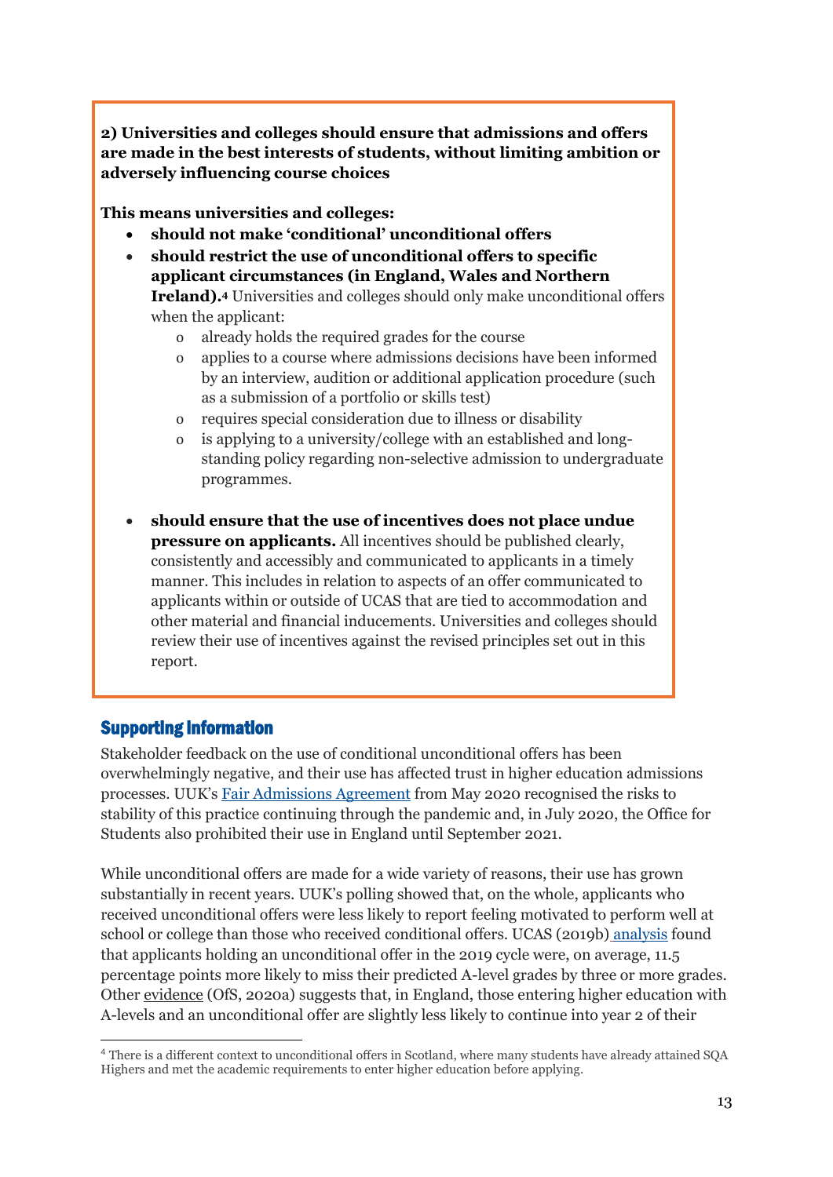**2) Universities and colleges should ensure that admissions and offers are made in the best interests of students, without limiting ambition or adversely influencing course choices**

**This means universities and colleges:**

- **should not make 'conditional' unconditional offers**
- **should restrict the use of unconditional offers to specific applicant circumstances (in England, Wales and Northern Ireland).**[4] Universities and colleges should only make unconditional offers when the applicant:
    - already holds the required grades for the course
    - applies to a course where admissions decisions have been informed by an interview, audition or additional application procedure (such as a submission of a portfolio or skills test)
    - requires special consideration due to illness or disability
    - is applying to a university/college with an established and long-standing policy regarding non-selective admission to undergraduate programmes.
- **should ensure that the use of incentives does not place undue pressure on applicants.** All incentives should be published clearly, consistently and accessibly and communicated to applicants in a timely manner. This includes in relation to aspects of an offer communicated to applicants within or outside of UCAS that are tied to accommodation and other material and financial inducements. Universities and colleges should review their use of incentives against the revised principles set out in this report.

## Supporting Information

Stakeholder feedback on the use of conditional unconditional offers has been overwhelmingly negative, and their use has affected trust in higher education admissions processes. UUK's Fair Admissions Agreement from May 2020 recognised the risks to stability of this practice continuing through the pandemic and, in July 2020, the Office for Students also prohibited their use in England until September 2021.

While unconditional offers are made for a wide variety of reasons, their use has grown substantially in recent years. UUK's polling showed that, on the whole, applicants who received unconditional offers were less likely to report feeling motivated to perform well at school or college than those who received conditional offers. UCAS (2019b) analysis found that applicants holding an unconditional offer in the 2019 cycle were, on average, 11.5 percentage points more likely to miss their predicted A-level grades by three or more grades. Other evidence (OfS, 2020a) suggests that, in England, those entering higher education with A-levels and an unconditional offer are slightly less likely to continue into year 2 of their

[4] There is a different context to unconditional offers in Scotland, where many students have already attained SQA Highers and met the academic requirements to enter higher education before applying.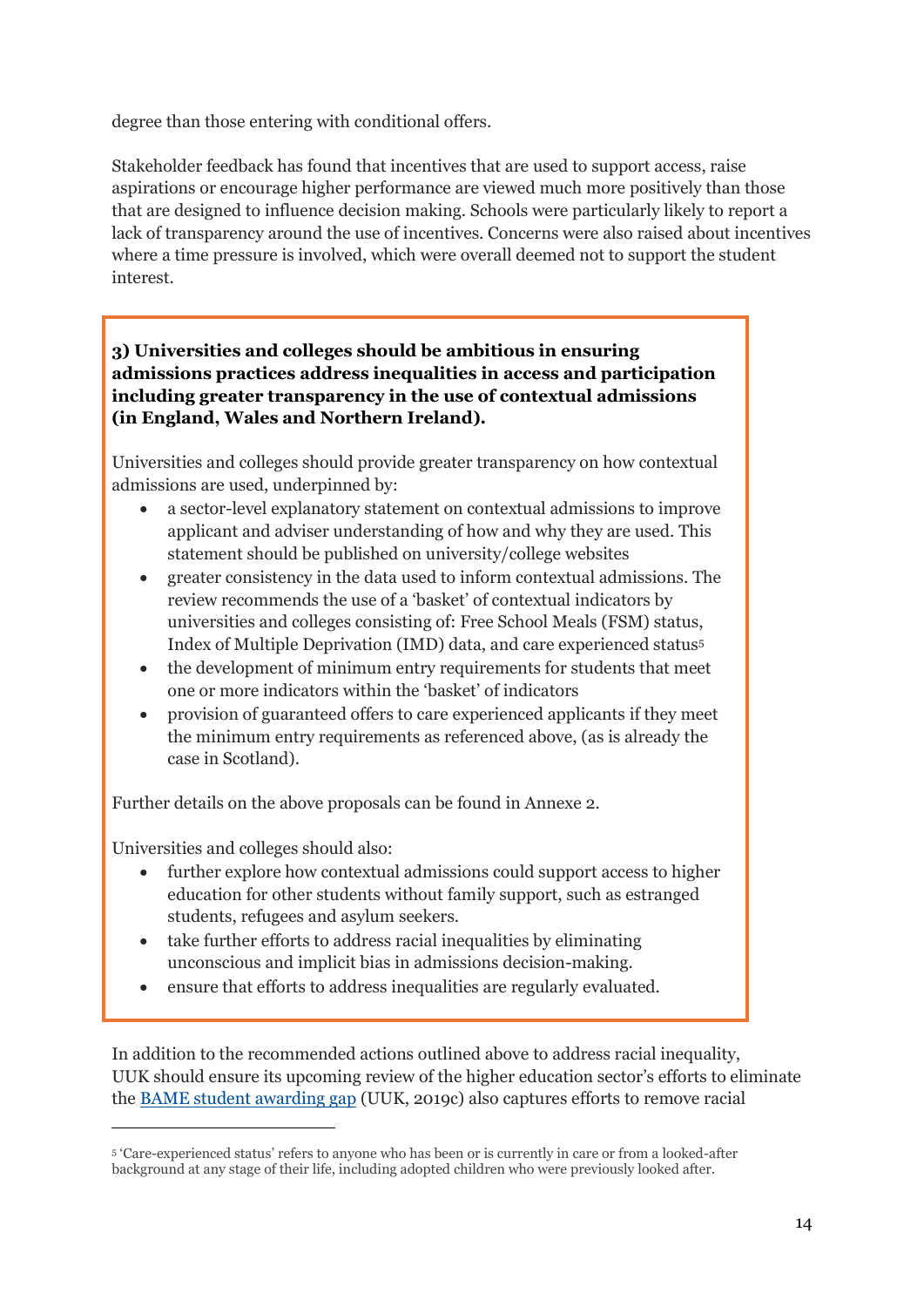degree than those entering with conditional offers.

Stakeholder feedback has found that incentives that are used to support access, raise aspirations or encourage higher performance are viewed much more positively than those that are designed to influence decision making. Schools were particularly likely to report a lack of transparency around the use of incentives. Concerns were also raised about incentives where a time pressure is involved, which were overall deemed not to support the student interest.

**3) Universities and colleges should be ambitious in ensuring admissions practices address inequalities in access and participation including greater transparency in the use of contextual admissions (in England, Wales and Northern Ireland).**

Universities and colleges should provide greater transparency on how contextual admissions are used, underpinned by:

- a sector-level explanatory statement on contextual admissions to improve applicant and adviser understanding of how and why they are used. This statement should be published on university/college websites
- greater consistency in the data used to inform contextual admissions. The review recommends the use of a 'basket' of contextual indicators by universities and colleges consisting of: Free School Meals (FSM) status, Index of Multiple Deprivation (IMD) data, and care experienced status[5]
- the development of minimum entry requirements for students that meet one or more indicators within the 'basket' of indicators
- provision of guaranteed offers to care experienced applicants if they meet the minimum entry requirements as referenced above, (as is already the case in Scotland).

Further details on the above proposals can be found in Annexe 2.

Universities and colleges should also:

- further explore how contextual admissions could support access to higher education for other students without family support, such as estranged students, refugees and asylum seekers.
- take further efforts to address racial inequalities by eliminating unconscious and implicit bias in admissions decision-making.
- ensure that efforts to address inequalities are regularly evaluated.

In addition to the recommended actions outlined above to address racial inequality, UUK should ensure its upcoming review of the higher education sector's efforts to eliminate the BAME student awarding gap (UUK, 2019c) also captures efforts to remove racial

[5] 'Care-experienced status' refers to anyone who has been or is currently in care or from a looked-after background at any stage of their life, including adopted children who were previously looked after.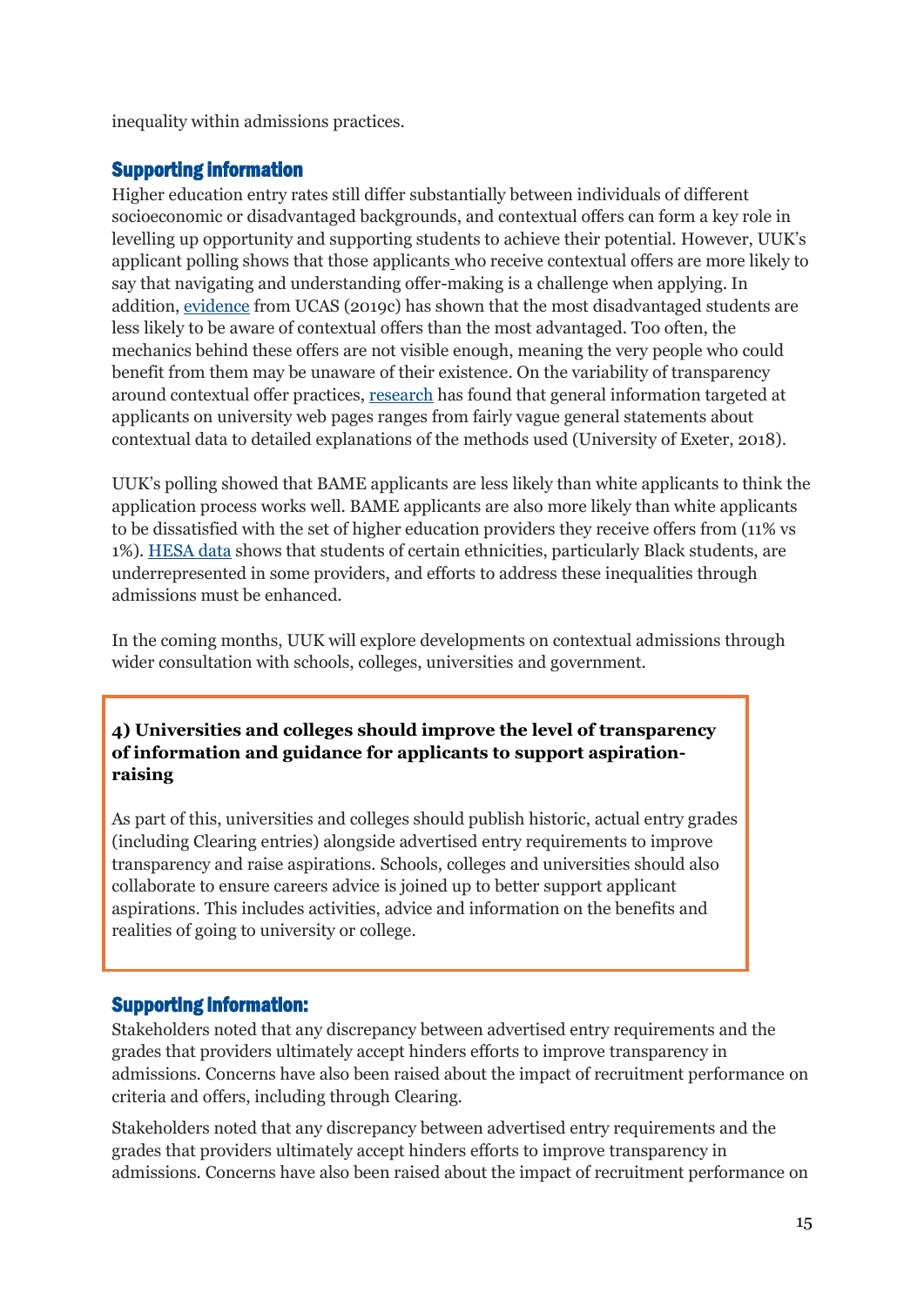inequality within admissions practices.

### Supporting information

Higher education entry rates still differ substantially between individuals of different socioeconomic or disadvantaged backgrounds, and contextual offers can form a key role in levelling up opportunity and supporting students to achieve their potential. However, UUK's applicant polling shows that those applicants who receive contextual offers are more likely to say that navigating and understanding offer-making is a challenge when applying. In addition, evidence from UCAS (2019c) has shown that the most disadvantaged students are less likely to be aware of contextual offers than the most advantaged. Too often, the mechanics behind these offers are not visible enough, meaning the very people who could benefit from them may be unaware of their existence. On the variability of transparency around contextual offer practices, research has found that general information targeted at applicants on university web pages ranges from fairly vague general statements about contextual data to detailed explanations of the methods used (University of Exeter, 2018).

UUK's polling showed that BAME applicants are less likely than white applicants to think the application process works well. BAME applicants are also more likely than white applicants to be dissatisfied with the set of higher education providers they receive offers from (11% vs 1%). HESA data shows that students of certain ethnicities, particularly Black students, are underrepresented in some providers, and efforts to address these inequalities through admissions must be enhanced.

In the coming months, UUK will explore developments on contextual admissions through wider consultation with schools, colleges, universities and government.

**4) Universities and colleges should improve the level of transparency of information and guidance for applicants to support aspiration-raising**

As part of this, universities and colleges should publish historic, actual entry grades (including Clearing entries) alongside advertised entry requirements to improve transparency and raise aspirations. Schools, colleges and universities should also collaborate to ensure careers advice is joined up to better support applicant aspirations. This includes activities, advice and information on the benefits and realities of going to university or college.

### Supporting information:

Stakeholders noted that any discrepancy between advertised entry requirements and the grades that providers ultimately accept hinders efforts to improve transparency in admissions. Concerns have also been raised about the impact of recruitment performance on criteria and offers, including through Clearing.

Stakeholders noted that any discrepancy between advertised entry requirements and the grades that providers ultimately accept hinders efforts to improve transparency in admissions. Concerns have also been raised about the impact of recruitment performance on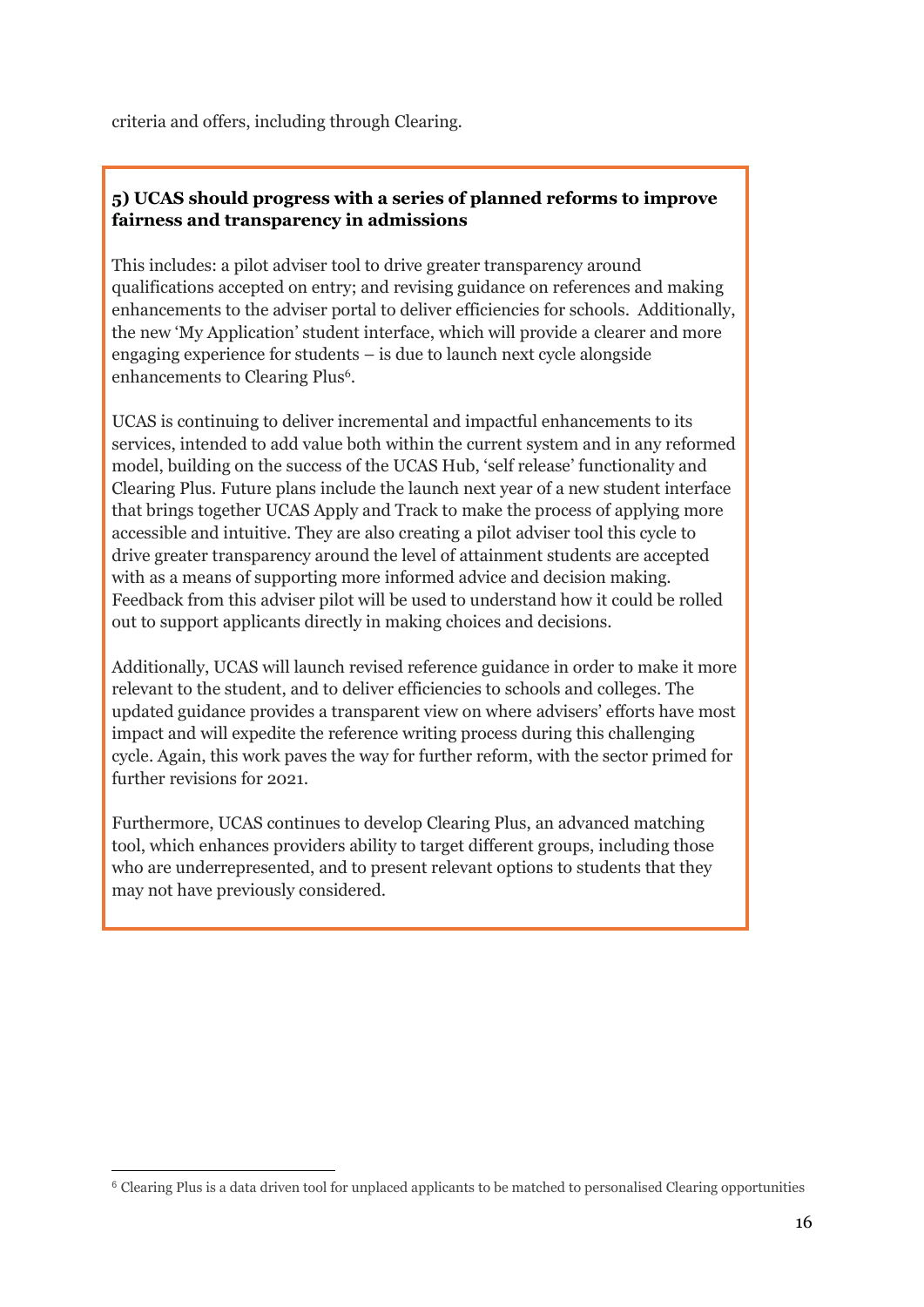criteria and offers, including through Clearing.

**5) UCAS should progress with a series of planned reforms to improve fairness and transparency in admissions**

This includes: a pilot adviser tool to drive greater transparency around qualifications accepted on entry; and revising guidance on references and making enhancements to the adviser portal to deliver efficiencies for schools. Additionally, the new 'My Application' student interface, which will provide a clearer and more engaging experience for students – is due to launch next cycle alongside enhancements to Clearing Plus[6].

UCAS is continuing to deliver incremental and impactful enhancements to its services, intended to add value both within the current system and in any reformed model, building on the success of the UCAS Hub, 'self release' functionality and Clearing Plus. Future plans include the launch next year of a new student interface that brings together UCAS Apply and Track to make the process of applying more accessible and intuitive. They are also creating a pilot adviser tool this cycle to drive greater transparency around the level of attainment students are accepted with as a means of supporting more informed advice and decision making. Feedback from this adviser pilot will be used to understand how it could be rolled out to support applicants directly in making choices and decisions.

Additionally, UCAS will launch revised reference guidance in order to make it more relevant to the student, and to deliver efficiencies to schools and colleges. The updated guidance provides a transparent view on where advisers' efforts have most impact and will expedite the reference writing process during this challenging cycle. Again, this work paves the way for further reform, with the sector primed for further revisions for 2021.

Furthermore, UCAS continues to develop Clearing Plus, an advanced matching tool, which enhances providers ability to target different groups, including those who are underrepresented, and to present relevant options to students that they may not have previously considered.

---

[6] Clearing Plus is a data driven tool for unplaced applicants to be matched to personalised Clearing opportunities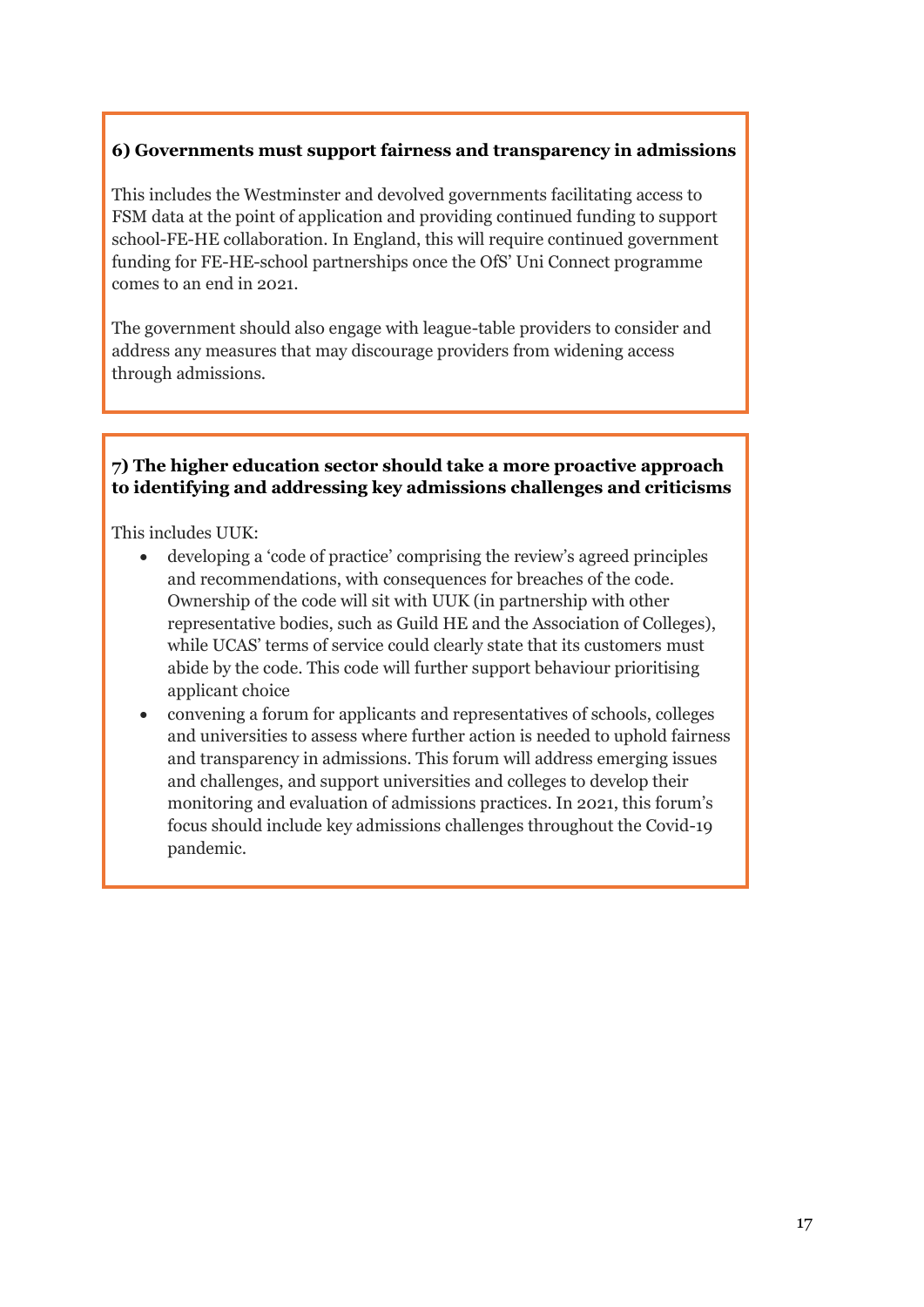**6) Governments must support fairness and transparency in admissions**

This includes the Westminster and devolved governments facilitating access to FSM data at the point of application and providing continued funding to support school-FE-HE collaboration. In England, this will require continued government funding for FE-HE-school partnerships once the OfS' Uni Connect programme comes to an end in 2021.

The government should also engage with league-table providers to consider and address any measures that may discourage providers from widening access through admissions.

**7) The higher education sector should take a more proactive approach to identifying and addressing key admissions challenges and criticisms**

This includes UUK:

- developing a 'code of practice' comprising the review's agreed principles and recommendations, with consequences for breaches of the code. Ownership of the code will sit with UUK (in partnership with other representative bodies, such as Guild HE and the Association of Colleges), while UCAS' terms of service could clearly state that its customers must abide by the code. This code will further support behaviour prioritising applicant choice
- convening a forum for applicants and representatives of schools, colleges and universities to assess where further action is needed to uphold fairness and transparency in admissions. This forum will address emerging issues and challenges, and support universities and colleges to develop their monitoring and evaluation of admissions practices. In 2021, this forum's focus should include key admissions challenges throughout the Covid-19 pandemic.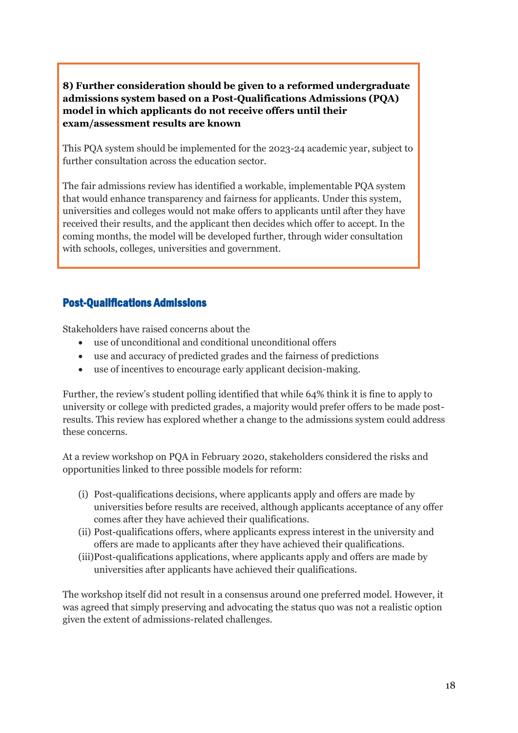**8) Further consideration should be given to a reformed undergraduate admissions system based on a Post-Qualifications Admissions (PQA) model in which applicants do not receive offers until their exam/assessment results are known**

This PQA system should be implemented for the 2023-24 academic year, subject to further consultation across the education sector.

The fair admissions review has identified a workable, implementable PQA system that would enhance transparency and fairness for applicants. Under this system, universities and colleges would not make offers to applicants until after they have received their results, and the applicant then decides which offer to accept. In the coming months, the model will be developed further, through wider consultation with schools, colleges, universities and government.

## Post-Qualifications Admissions

Stakeholders have raised concerns about the

- use of unconditional and conditional unconditional offers
- use and accuracy of predicted grades and the fairness of predictions
- use of incentives to encourage early applicant decision-making.

Further, the review's student polling identified that while 64% think it is fine to apply to university or college with predicted grades, a majority would prefer offers to be made post-results. This review has explored whether a change to the admissions system could address these concerns.

At a review workshop on PQA in February 2020, stakeholders considered the risks and opportunities linked to three possible models for reform:

(i) Post-qualifications decisions, where applicants apply and offers are made by universities before results are received, although applicants acceptance of any offer comes after they have achieved their qualifications.

(ii) Post-qualifications offers, where applicants express interest in the university and offers are made to applicants after they have achieved their qualifications.

(iii) Post-qualifications applications, where applicants apply and offers are made by universities after applicants have achieved their qualifications.

The workshop itself did not result in a consensus around one preferred model. However, it was agreed that simply preserving and advocating the status quo was not a realistic option given the extent of admissions-related challenges.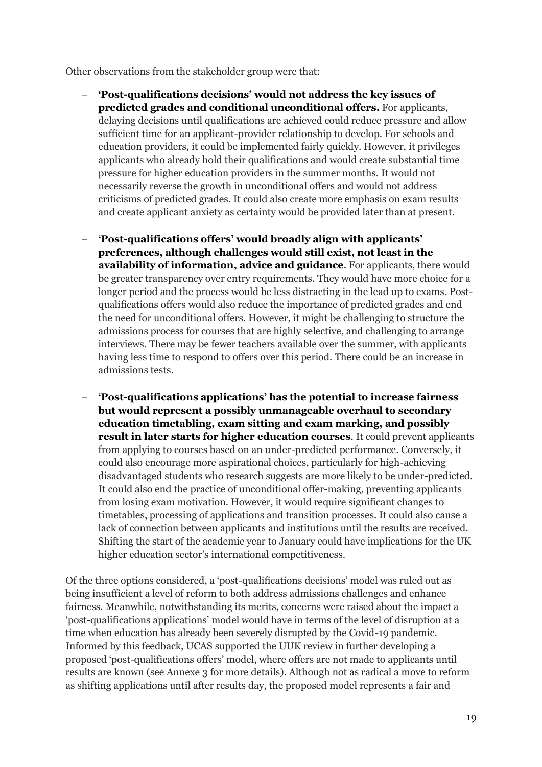Other observations from the stakeholder group were that:

- **'Post-qualifications decisions' would not address the key issues of predicted grades and conditional unconditional offers.** For applicants, delaying decisions until qualifications are achieved could reduce pressure and allow sufficient time for an applicant-provider relationship to develop. For schools and education providers, it could be implemented fairly quickly. However, it privileges applicants who already hold their qualifications and would create substantial time pressure for higher education providers in the summer months. It would not necessarily reverse the growth in unconditional offers and would not address criticisms of predicted grades. It could also create more emphasis on exam results and create applicant anxiety as certainty would be provided later than at present.

- **'Post-qualifications offers' would broadly align with applicants' preferences, although challenges would still exist, not least in the availability of information, advice and guidance**. For applicants, there would be greater transparency over entry requirements. They would have more choice for a longer period and the process would be less distracting in the lead up to exams. Post-qualifications offers would also reduce the importance of predicted grades and end the need for unconditional offers. However, it might be challenging to structure the admissions process for courses that are highly selective, and challenging to arrange interviews. There may be fewer teachers available over the summer, with applicants having less time to respond to offers over this period. There could be an increase in admissions tests.

- **'Post-qualifications applications' has the potential to increase fairness but would represent a possibly unmanageable overhaul to secondary education timetabling, exam sitting and exam marking, and possibly result in later starts for higher education courses**. It could prevent applicants from applying to courses based on an under-predicted performance. Conversely, it could also encourage more aspirational choices, particularly for high-achieving disadvantaged students who research suggests are more likely to be under-predicted. It could also end the practice of unconditional offer-making, preventing applicants from losing exam motivation. However, it would require significant changes to timetables, processing of applications and transition processes. It could also cause a lack of connection between applicants and institutions until the results are received. Shifting the start of the academic year to January could have implications for the UK higher education sector's international competitiveness.

Of the three options considered, a 'post-qualifications decisions' model was ruled out as being insufficient a level of reform to both address admissions challenges and enhance fairness. Meanwhile, notwithstanding its merits, concerns were raised about the impact a 'post-qualifications applications' model would have in terms of the level of disruption at a time when education has already been severely disrupted by the Covid-19 pandemic. Informed by this feedback, UCAS supported the UUK review in further developing a proposed 'post-qualifications offers' model, where offers are not made to applicants until results are known (see Annexe 3 for more details). Although not as radical a move to reform as shifting applications until after results day, the proposed model represents a fair and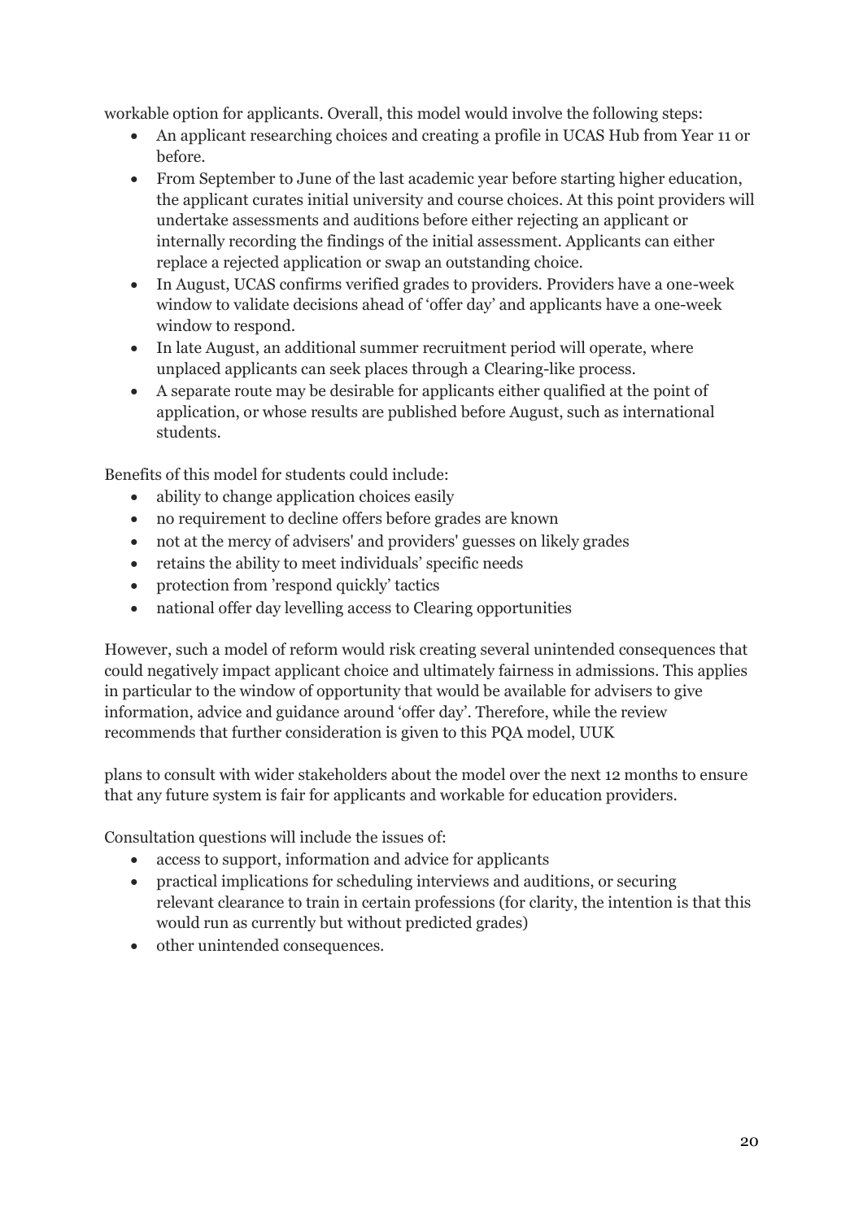workable option for applicants. Overall, this model would involve the following steps:

- An applicant researching choices and creating a profile in UCAS Hub from Year 11 or before.
- From September to June of the last academic year before starting higher education, the applicant curates initial university and course choices. At this point providers will undertake assessments and auditions before either rejecting an applicant or internally recording the findings of the initial assessment. Applicants can either replace a rejected application or swap an outstanding choice.
- In August, UCAS confirms verified grades to providers. Providers have a one-week window to validate decisions ahead of 'offer day' and applicants have a one-week window to respond.
- In late August, an additional summer recruitment period will operate, where unplaced applicants can seek places through a Clearing-like process.
- A separate route may be desirable for applicants either qualified at the point of application, or whose results are published before August, such as international students.

Benefits of this model for students could include:

- ability to change application choices easily
- no requirement to decline offers before grades are known
- not at the mercy of advisers' and providers' guesses on likely grades
- retains the ability to meet individuals' specific needs
- protection from 'respond quickly' tactics
- national offer day levelling access to Clearing opportunities

However, such a model of reform would risk creating several unintended consequences that could negatively impact applicant choice and ultimately fairness in admissions. This applies in particular to the window of opportunity that would be available for advisers to give information, advice and guidance around 'offer day'. Therefore, while the review recommends that further consideration is given to this PQA model, UUK plans to consult with wider stakeholders about the model over the next 12 months to ensure that any future system is fair for applicants and workable for education providers.

Consultation questions will include the issues of:

- access to support, information and advice for applicants
- practical implications for scheduling interviews and auditions, or securing relevant clearance to train in certain professions (for clarity, the intention is that this would run as currently but without predicted grades)
- other unintended consequences.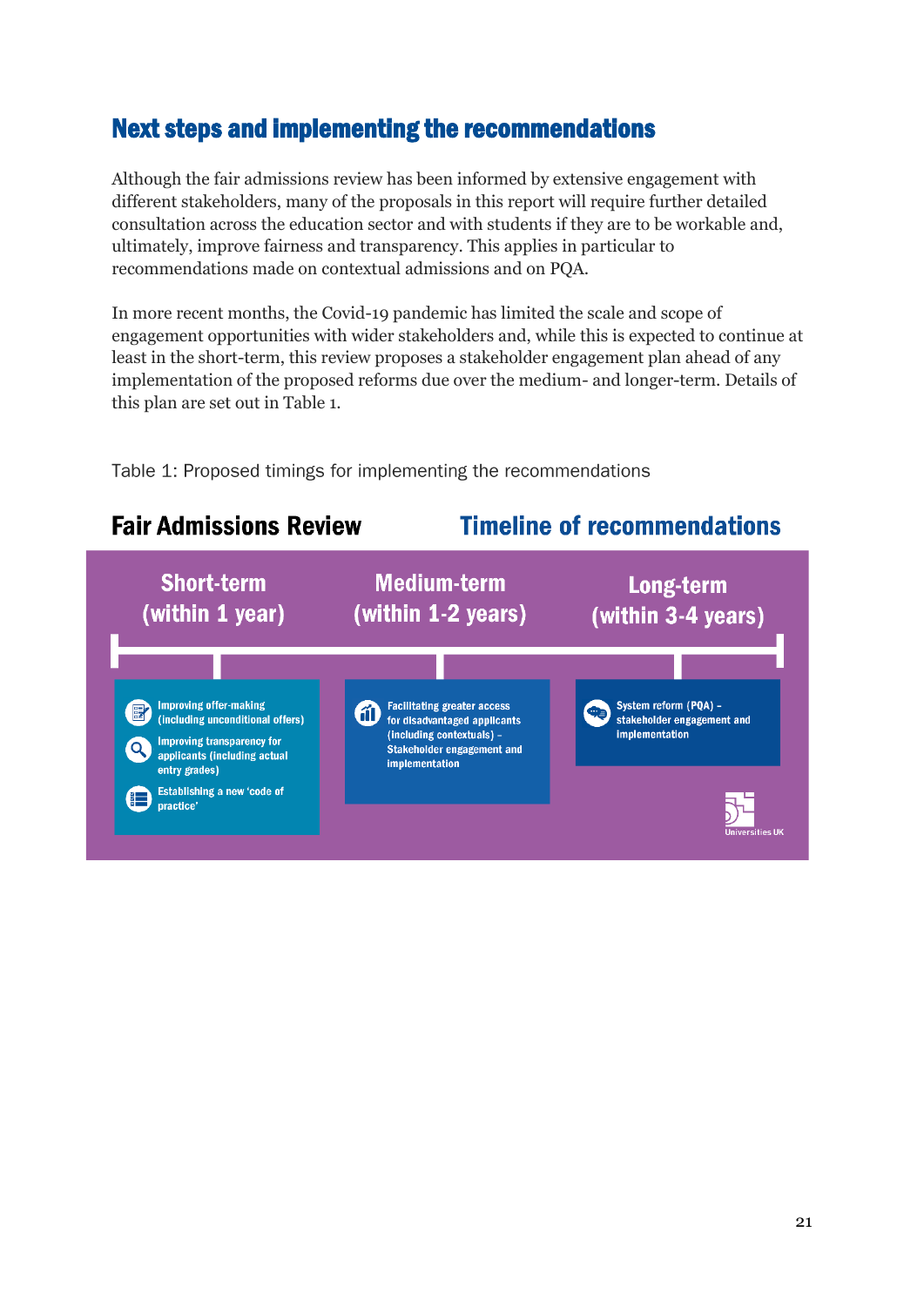## Next steps and implementing the recommendations

Although the fair admissions review has been informed by extensive engagement with different stakeholders, many of the proposals in this report will require further detailed consultation across the education sector and with students if they are to be workable and, ultimately, improve fairness and transparency. This applies in particular to recommendations made on contextual admissions and on PQA.

In more recent months, the Covid-19 pandemic has limited the scale and scope of engagement opportunities with wider stakeholders and, while this is expected to continue at least in the short-term, this review proposes a stakeholder engagement plan ahead of any implementation of the proposed reforms due over the medium- and longer-term. Details of this plan are set out in Table 1.

Table 1: Proposed timings for implementing the recommendations

**Fair Admissions Review** — **Timeline of recommendations**

| Short-term (within 1 year) | Medium-term (within 1-2 years) | Long-term (within 3-4 years) |
|---|---|---|
| Improving offer-making (including unconditional offers)<br>Improving transparency for applicants (including actual entry grades)<br>Establishing a new 'code of practice' | Facilitating greater access for disadvantaged applicants (including contextuals) – Stakeholder engagement and implementation | System reform (PQA) – stakeholder engagement and implementation |

Universities UK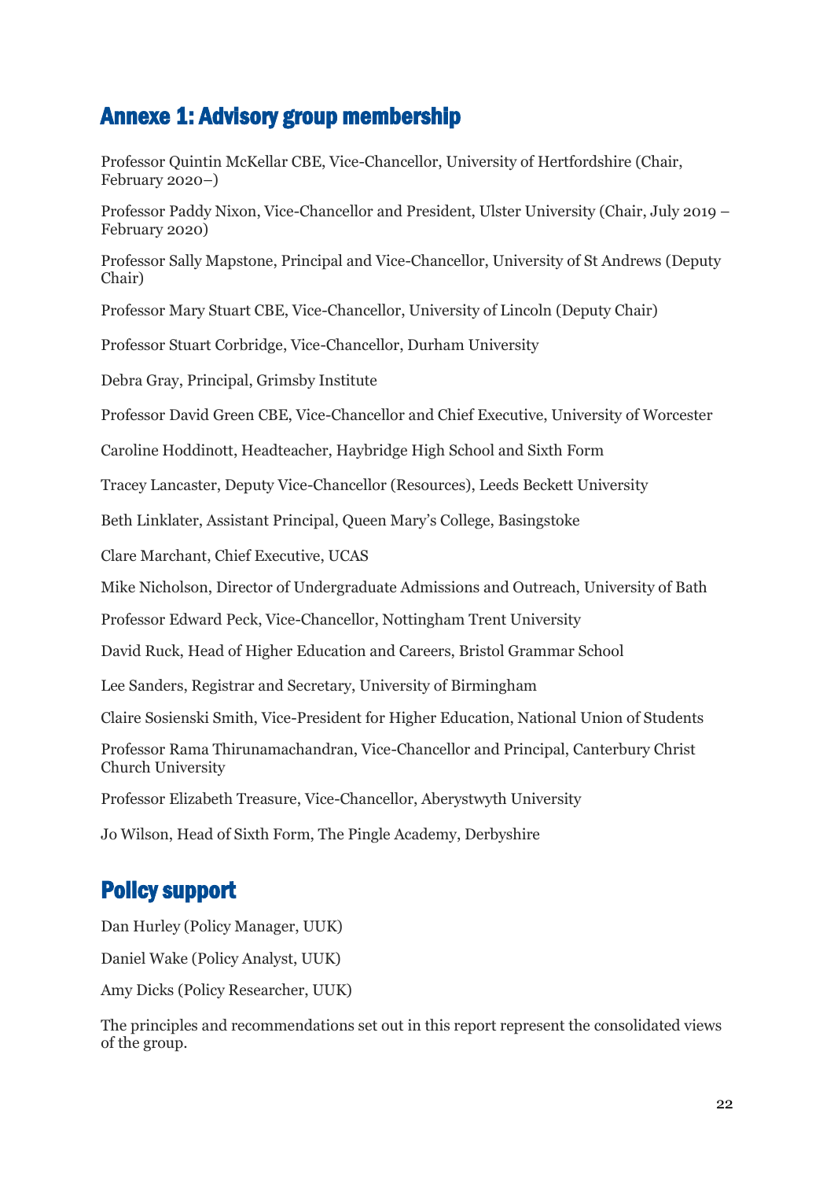## Annexe 1: Advisory group membership

Professor Quintin McKellar CBE, Vice-Chancellor, University of Hertfordshire (Chair, February 2020–)

Professor Paddy Nixon, Vice-Chancellor and President, Ulster University (Chair, July 2019 – February 2020)

Professor Sally Mapstone, Principal and Vice-Chancellor, University of St Andrews (Deputy Chair)

Professor Mary Stuart CBE, Vice-Chancellor, University of Lincoln (Deputy Chair)

Professor Stuart Corbridge, Vice-Chancellor, Durham University

Debra Gray, Principal, Grimsby Institute

Professor David Green CBE, Vice-Chancellor and Chief Executive, University of Worcester

Caroline Hoddinott, Headteacher, Haybridge High School and Sixth Form

Tracey Lancaster, Deputy Vice-Chancellor (Resources), Leeds Beckett University

Beth Linklater, Assistant Principal, Queen Mary's College, Basingstoke

Clare Marchant, Chief Executive, UCAS

Mike Nicholson, Director of Undergraduate Admissions and Outreach, University of Bath

Professor Edward Peck, Vice-Chancellor, Nottingham Trent University

David Ruck, Head of Higher Education and Careers, Bristol Grammar School

Lee Sanders, Registrar and Secretary, University of Birmingham

Claire Sosienski Smith, Vice-President for Higher Education, National Union of Students

Professor Rama Thirunamachandran, Vice-Chancellor and Principal, Canterbury Christ Church University

Professor Elizabeth Treasure, Vice-Chancellor, Aberystwyth University

Jo Wilson, Head of Sixth Form, The Pingle Academy, Derbyshire

## Policy support

Dan Hurley (Policy Manager, UUK)

Daniel Wake (Policy Analyst, UUK)

Amy Dicks (Policy Researcher, UUK)

The principles and recommendations set out in this report represent the consolidated views of the group.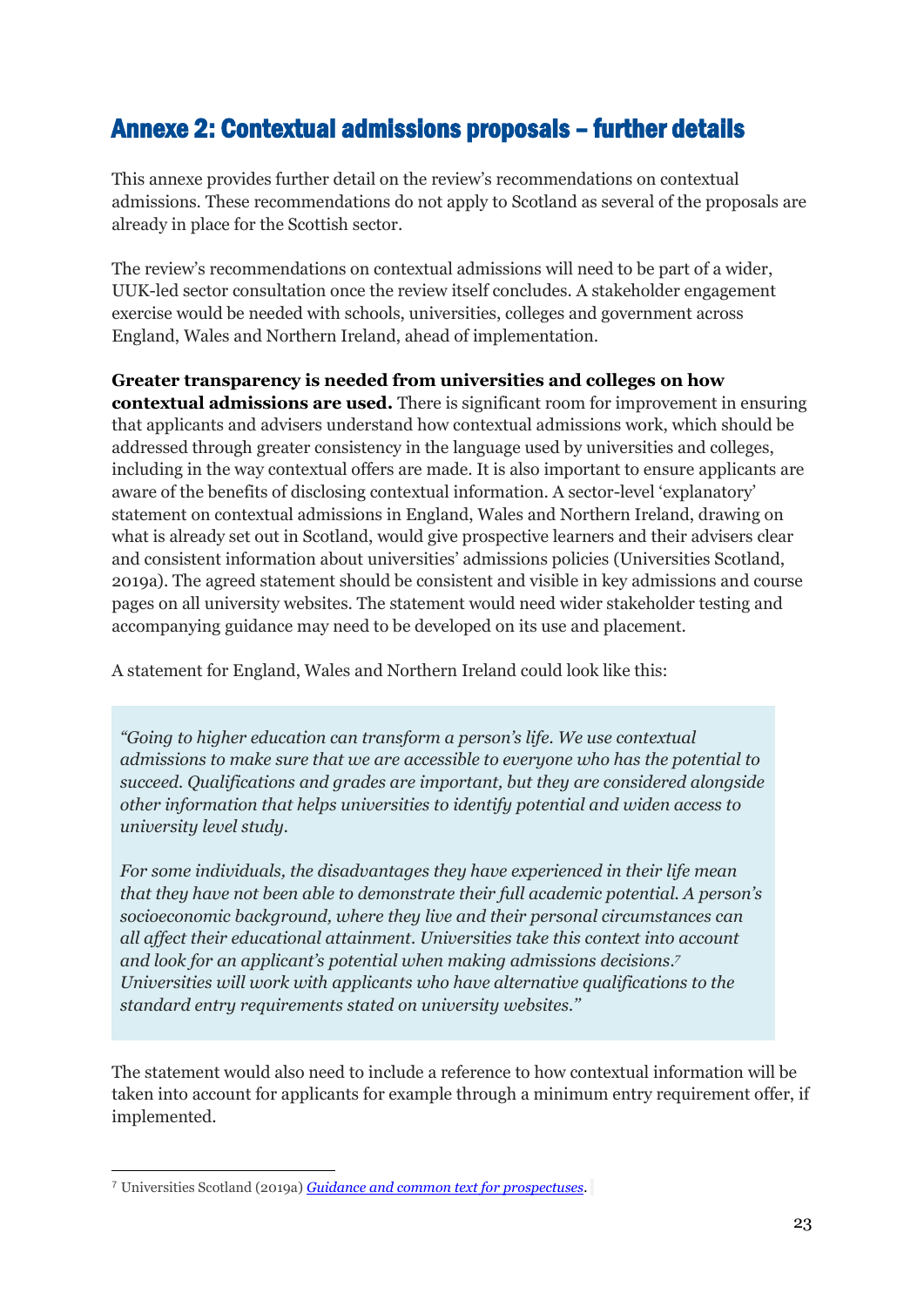## Annexe 2: Contextual admissions proposals – further details

This annexe provides further detail on the review's recommendations on contextual admissions. These recommendations do not apply to Scotland as several of the proposals are already in place for the Scottish sector.

The review's recommendations on contextual admissions will need to be part of a wider, UUK-led sector consultation once the review itself concludes. A stakeholder engagement exercise would be needed with schools, universities, colleges and government across England, Wales and Northern Ireland, ahead of implementation.

**Greater transparency is needed from universities and colleges on how contextual admissions are used.** There is significant room for improvement in ensuring that applicants and advisers understand how contextual admissions work, which should be addressed through greater consistency in the language used by universities and colleges, including in the way contextual offers are made. It is also important to ensure applicants are aware of the benefits of disclosing contextual information. A sector-level 'explanatory' statement on contextual admissions in England, Wales and Northern Ireland, drawing on what is already set out in Scotland, would give prospective learners and their advisers clear and consistent information about universities' admissions policies (Universities Scotland, 2019a). The agreed statement should be consistent and visible in key admissions and course pages on all university websites. The statement would need wider stakeholder testing and accompanying guidance may need to be developed on its use and placement.

A statement for England, Wales and Northern Ireland could look like this:

> *"Going to higher education can transform a person's life. We use contextual admissions to make sure that we are accessible to everyone who has the potential to succeed. Qualifications and grades are important, but they are considered alongside other information that helps universities to identify potential and widen access to university level study.*
>
> *For some individuals, the disadvantages they have experienced in their life mean that they have not been able to demonstrate their full academic potential. A person's socioeconomic background, where they live and their personal circumstances can all affect their educational attainment. Universities take this context into account and look for an applicant's potential when making admissions decisions.*[7] *Universities will work with applicants who have alternative qualifications to the standard entry requirements stated on university websites."*

The statement would also need to include a reference to how contextual information will be taken into account for applicants for example through a minimum entry requirement offer, if implemented.

---

[7] Universities Scotland (2019a) *Guidance and common text for prospectuses*.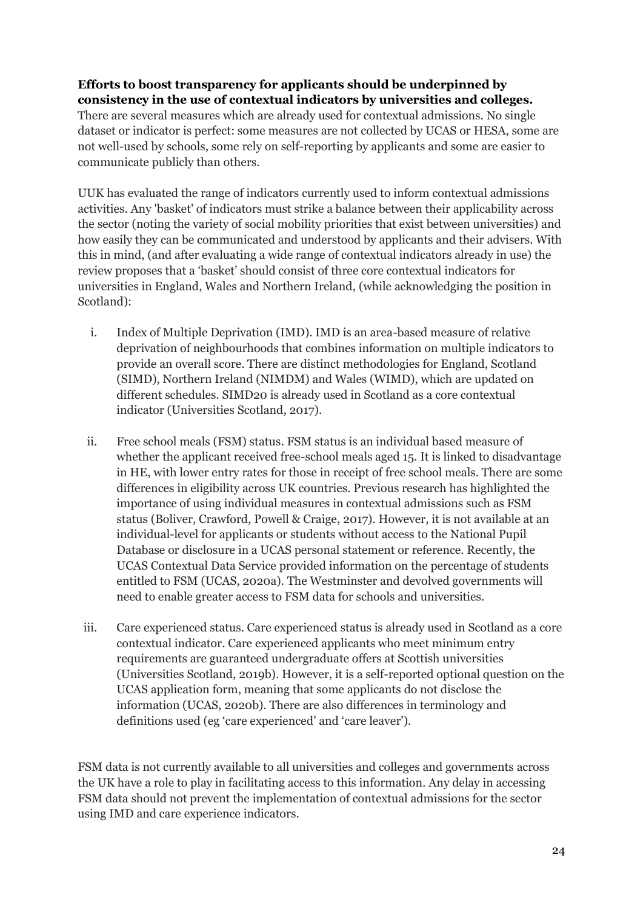**Efforts to boost transparency for applicants should be underpinned by consistency in the use of contextual indicators by universities and colleges.** There are several measures which are already used for contextual admissions. No single dataset or indicator is perfect: some measures are not collected by UCAS or HESA, some are not well-used by schools, some rely on self-reporting by applicants and some are easier to communicate publicly than others.

UUK has evaluated the range of indicators currently used to inform contextual admissions activities. Any 'basket' of indicators must strike a balance between their applicability across the sector (noting the variety of social mobility priorities that exist between universities) and how easily they can be communicated and understood by applicants and their advisers. With this in mind, (and after evaluating a wide range of contextual indicators already in use) the review proposes that a 'basket' should consist of three core contextual indicators for universities in England, Wales and Northern Ireland, (while acknowledging the position in Scotland):

i. Index of Multiple Deprivation (IMD). IMD is an area-based measure of relative deprivation of neighbourhoods that combines information on multiple indicators to provide an overall score. There are distinct methodologies for England, Scotland (SIMD), Northern Ireland (NIMDM) and Wales (WIMD), which are updated on different schedules. SIMD20 is already used in Scotland as a core contextual indicator (Universities Scotland, 2017).

ii. Free school meals (FSM) status. FSM status is an individual based measure of whether the applicant received free-school meals aged 15. It is linked to disadvantage in HE, with lower entry rates for those in receipt of free school meals. There are some differences in eligibility across UK countries. Previous research has highlighted the importance of using individual measures in contextual admissions such as FSM status (Boliver, Crawford, Powell & Craige, 2017). However, it is not available at an individual-level for applicants or students without access to the National Pupil Database or disclosure in a UCAS personal statement or reference. Recently, the UCAS Contextual Data Service provided information on the percentage of students entitled to FSM (UCAS, 2020a). The Westminster and devolved governments will need to enable greater access to FSM data for schools and universities.

iii. Care experienced status. Care experienced status is already used in Scotland as a core contextual indicator. Care experienced applicants who meet minimum entry requirements are guaranteed undergraduate offers at Scottish universities (Universities Scotland, 2019b). However, it is a self-reported optional question on the UCAS application form, meaning that some applicants do not disclose the information (UCAS, 2020b). There are also differences in terminology and definitions used (eg 'care experienced' and 'care leaver').

FSM data is not currently available to all universities and colleges and governments across the UK have a role to play in facilitating access to this information. Any delay in accessing FSM data should not prevent the implementation of contextual admissions for the sector using IMD and care experience indicators.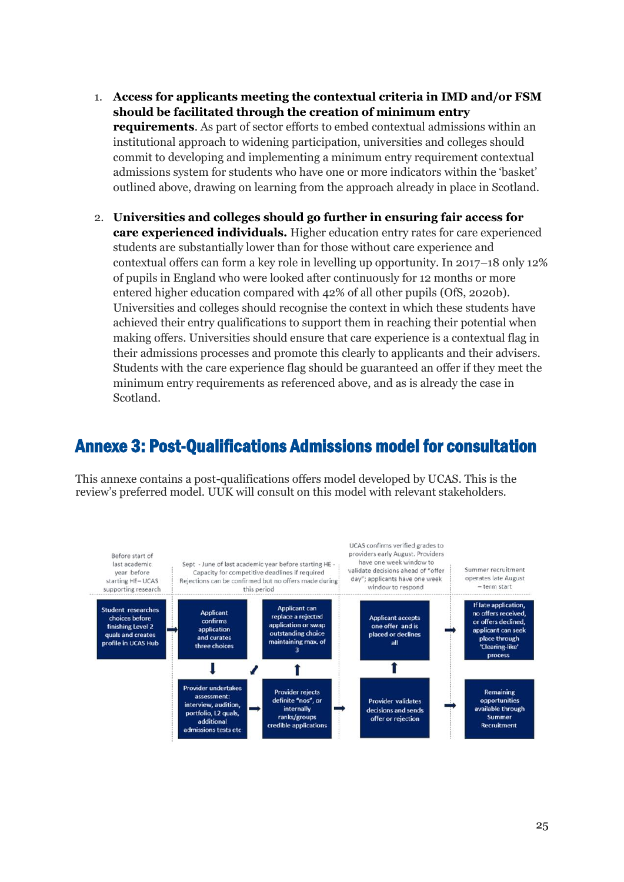1. **Access for applicants meeting the contextual criteria in IMD and/or FSM should be facilitated through the creation of minimum entry requirements**. As part of sector efforts to embed contextual admissions within an institutional approach to widening participation, universities and colleges should commit to developing and implementing a minimum entry requirement contextual admissions system for students who have one or more indicators within the 'basket' outlined above, drawing on learning from the approach already in place in Scotland.

2. **Universities and colleges should go further in ensuring fair access for care experienced individuals.** Higher education entry rates for care experienced students are substantially lower than for those without care experience and contextual offers can form a key role in levelling up opportunity. In 2017–18 only 12% of pupils in England who were looked after continuously for 12 months or more entered higher education compared with 42% of all other pupils (OfS, 2020b). Universities and colleges should recognise the context in which these students have achieved their entry qualifications to support them in reaching their potential when making offers. Universities should ensure that care experience is a contextual flag in their admissions processes and promote this clearly to applicants and their advisers. Students with the care experience flag should be guaranteed an offer if they meet the minimum entry requirements as referenced above, and as is already the case in Scotland.

## Annexe 3: Post-Qualifications Admissions model for consultation

This annexe contains a post-qualifications offers model developed by UCAS. This is the review's preferred model. UUK will consult on this model with relevant stakeholders.

| Before start of last academic year before starting HE – UCAS supporting research | Sept - June of last academic year before starting HE - Capacity for competitive deadlines if required Rejections can be confirmed but no offers made during this period | | UCAS confirms verified grades to providers early August. Providers have one week window to validate decisions ahead of "offer day"; applicants have one week window to respond | Summer recruitment operates late August – term start |
|---|---|---|---|---|
| Student researches choices before finishing Level 2 quals and creates profile in UCAS Hub | Applicant confirms application and curates three choices | Applicant can replace a rejected application or swap outstanding choice maintaining max. of 3 | Applicant accepts one offer and is placed or declines all | If late application, no offers received, or offers declined, applicant can seek place through 'Clearing-like' process |
| | Provider undertakes assessment: interview, audition, portfolio, L2 quals, additional admissions tests etc | Provider rejects definite "nos", or internally ranks/groups credible applications | Provider validates decisions and sends offer or rejection | Remaining opportunities available through Summer Recruitment |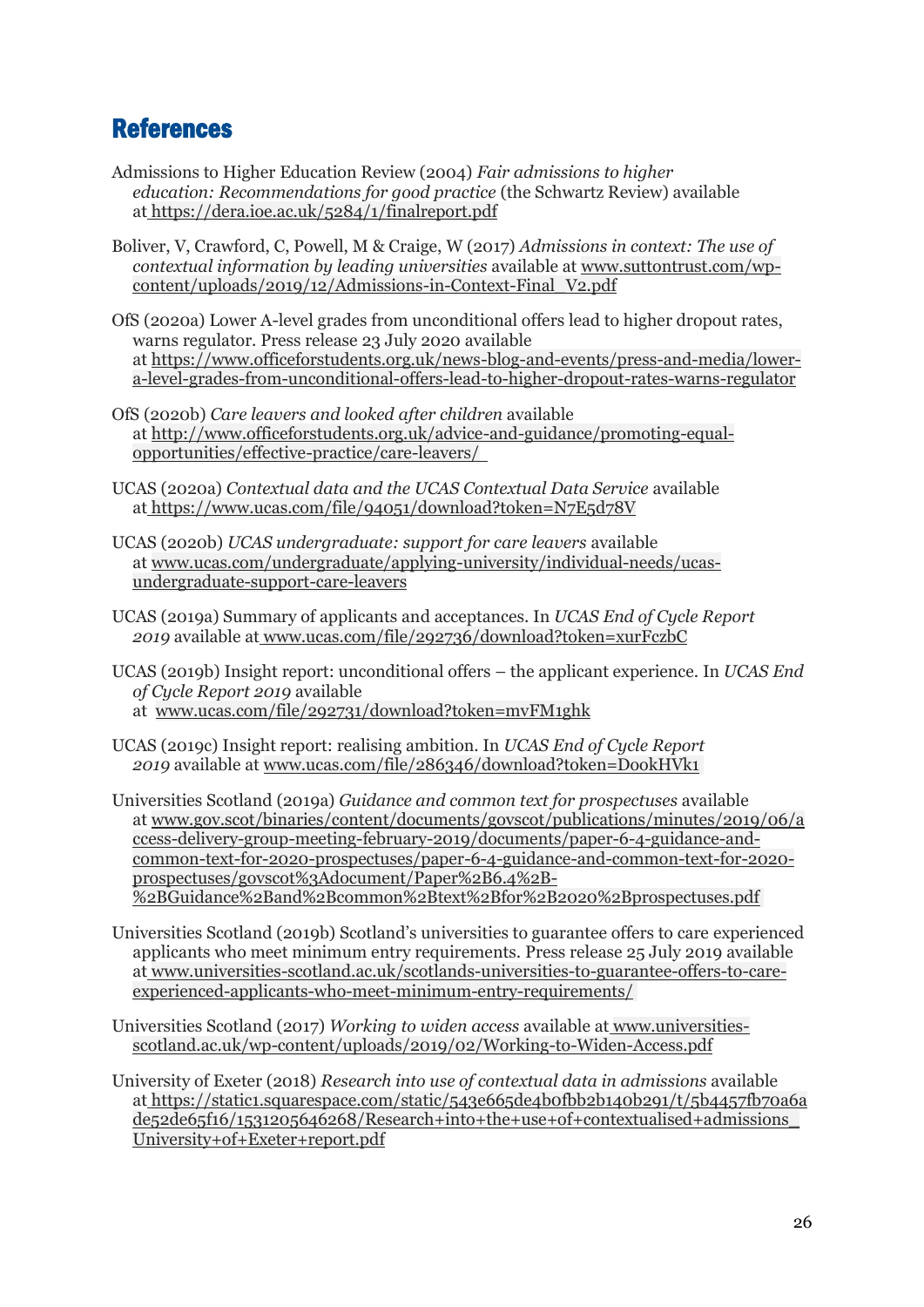# References

Admissions to Higher Education Review (2004) *Fair admissions to higher education: Recommendations for good practice* (the Schwartz Review) available at https://dera.ioe.ac.uk/5284/1/finalreport.pdf

Boliver, V, Crawford, C, Powell, M & Craige, W (2017) *Admissions in context: The use of contextual information by leading universities* available at www.suttontrust.com/wp-content/uploads/2019/12/Admissions-in-Context-Final_V2.pdf

OfS (2020a) Lower A-level grades from unconditional offers lead to higher dropout rates, warns regulator. Press release 23 July 2020 available at https://www.officeforstudents.org.uk/news-blog-and-events/press-and-media/lower-a-level-grades-from-unconditional-offers-lead-to-higher-dropout-rates-warns-regulator

OfS (2020b) *Care leavers and looked after children* available at http://www.officeforstudents.org.uk/advice-and-guidance/promoting-equal-opportunities/effective-practice/care-leavers/

UCAS (2020a) *Contextual data and the UCAS Contextual Data Service* available at https://www.ucas.com/file/94051/download?token=N7E5d78V

UCAS (2020b) *UCAS undergraduate: support for care leavers* available at www.ucas.com/undergraduate/applying-university/individual-needs/ucas-undergraduate-support-care-leavers

UCAS (2019a) Summary of applicants and acceptances. In *UCAS End of Cycle Report 2019* available at www.ucas.com/file/292736/download?token=xurFczbC

UCAS (2019b) Insight report: unconditional offers – the applicant experience. In *UCAS End of Cycle Report 2019* available at www.ucas.com/file/292731/download?token=mvFM1ghk

UCAS (2019c) Insight report: realising ambition. In *UCAS End of Cycle Report 2019* available at www.ucas.com/file/286346/download?token=DookHVk1

Universities Scotland (2019a) *Guidance and common text for prospectuses* available at www.gov.scot/binaries/content/documents/govscot/publications/minutes/2019/06/access-delivery-group-meeting-february-2019/documents/paper-6-4-guidance-and-common-text-for-2020-prospectuses/paper-6-4-guidance-and-common-text-for-2020-prospectuses/govscot%3Adocument/Paper%2B6.4%2B-%2BGuidance%2Band%2Bcommon%2Btext%2Bfor%2B2020%2Bprospectuses.pdf

Universities Scotland (2019b) Scotland's universities to guarantee offers to care experienced applicants who meet minimum entry requirements. Press release 25 July 2019 available at www.universities-scotland.ac.uk/scotlands-universities-to-guarantee-offers-to-care-experienced-applicants-who-meet-minimum-entry-requirements/

Universities Scotland (2017) *Working to widen access* available at www.universities-scotland.ac.uk/wp-content/uploads/2019/02/Working-to-Widen-Access.pdf

University of Exeter (2018) *Research into use of contextual data in admissions* available at https://static1.squarespace.com/static/543e665de4b0fbb2b140b291/t/5b4457fb70a6ade52de65f16/1531205646268/Research+into+the+use+of+contextualised+admissions_University+of+Exeter+report.pdf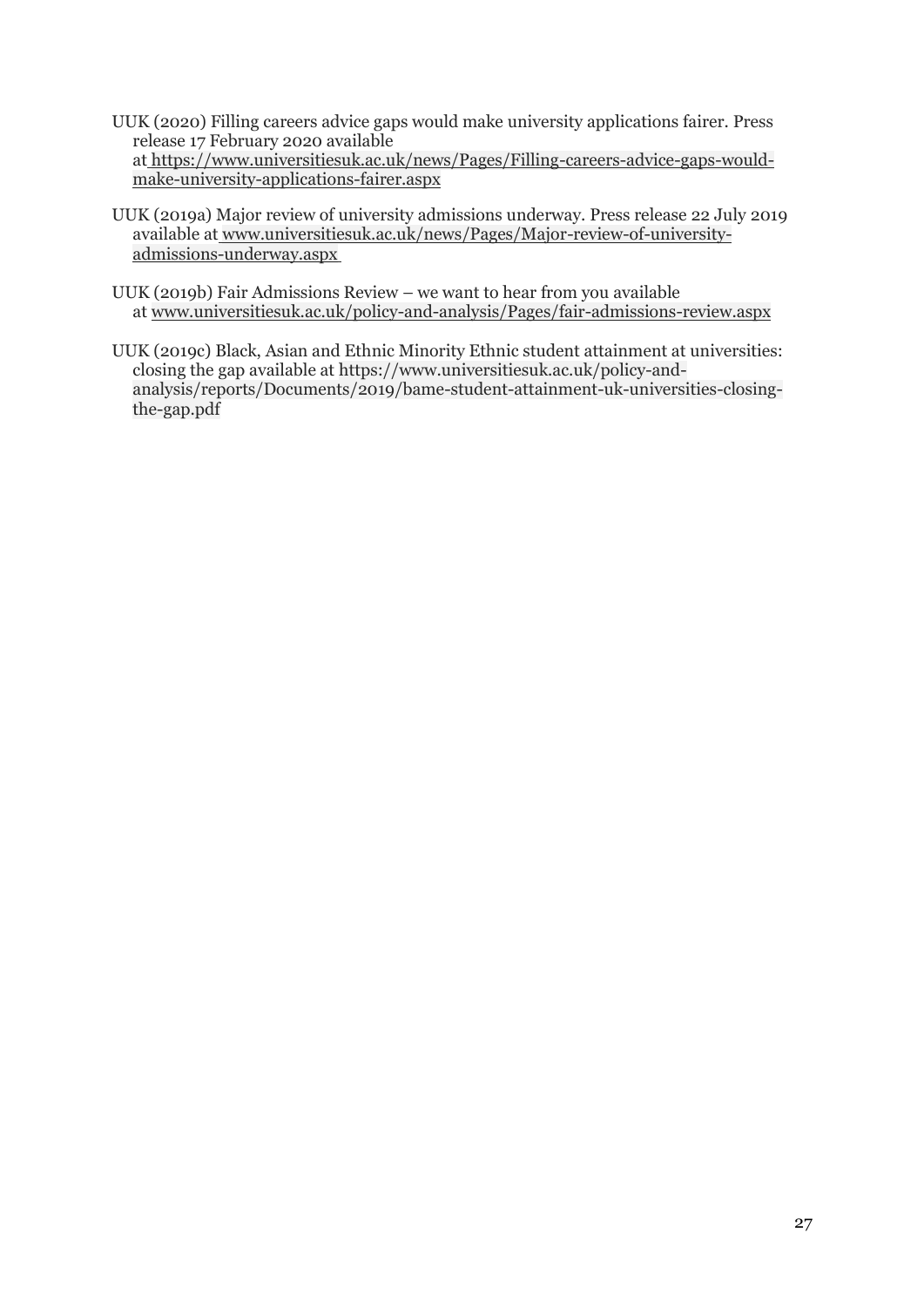UUK (2020) Filling careers advice gaps would make university applications fairer. Press release 17 February 2020 available at https://www.universitiesuk.ac.uk/news/Pages/Filling-careers-advice-gaps-would-make-university-applications-fairer.aspx

UUK (2019a) Major review of university admissions underway. Press release 22 July 2019 available at www.universitiesuk.ac.uk/news/Pages/Major-review-of-university-admissions-underway.aspx

UUK (2019b) Fair Admissions Review – we want to hear from you available at www.universitiesuk.ac.uk/policy-and-analysis/Pages/fair-admissions-review.aspx

UUK (2019c) Black, Asian and Ethnic Minority Ethnic student attainment at universities: closing the gap available at https://www.universitiesuk.ac.uk/policy-and-analysis/reports/Documents/2019/bame-student-attainment-uk-universities-closing-the-gap.pdf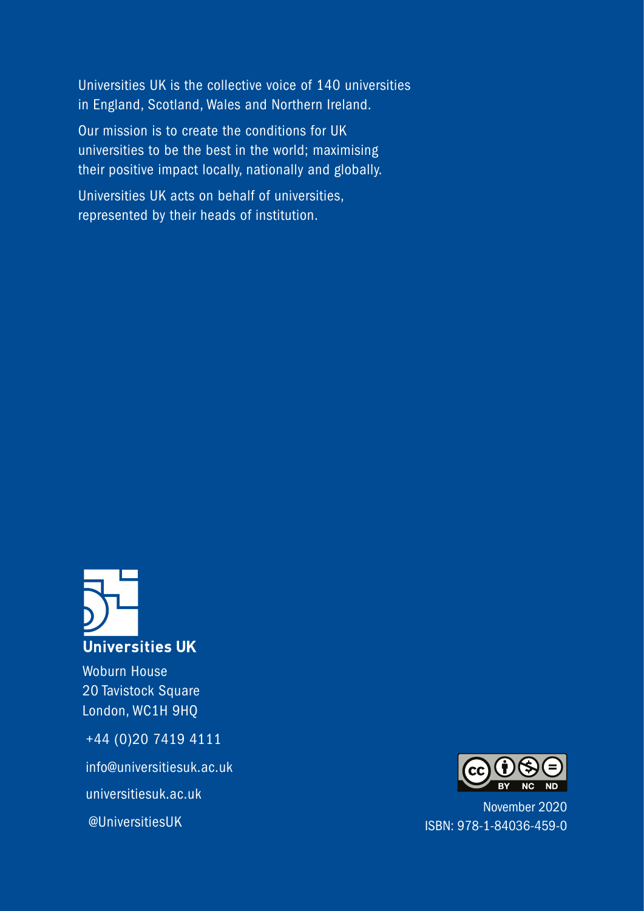Universities UK is the collective voice of 140 universities in England, Scotland, Wales and Northern Ireland.

Our mission is to create the conditions for UK universities to be the best in the world; maximising their positive impact locally, nationally and globally.

Universities UK acts on behalf of universities, represented by their heads of institution.

**Universities UK**

Woburn House
20 Tavistock Square
London, WC1H 9HQ

+44 (0)20 7419 4111

info@universitiesuk.ac.uk

universitiesuk.ac.uk

@UniversitiesUK

November 2020
ISBN: 978-1-84036-459-0